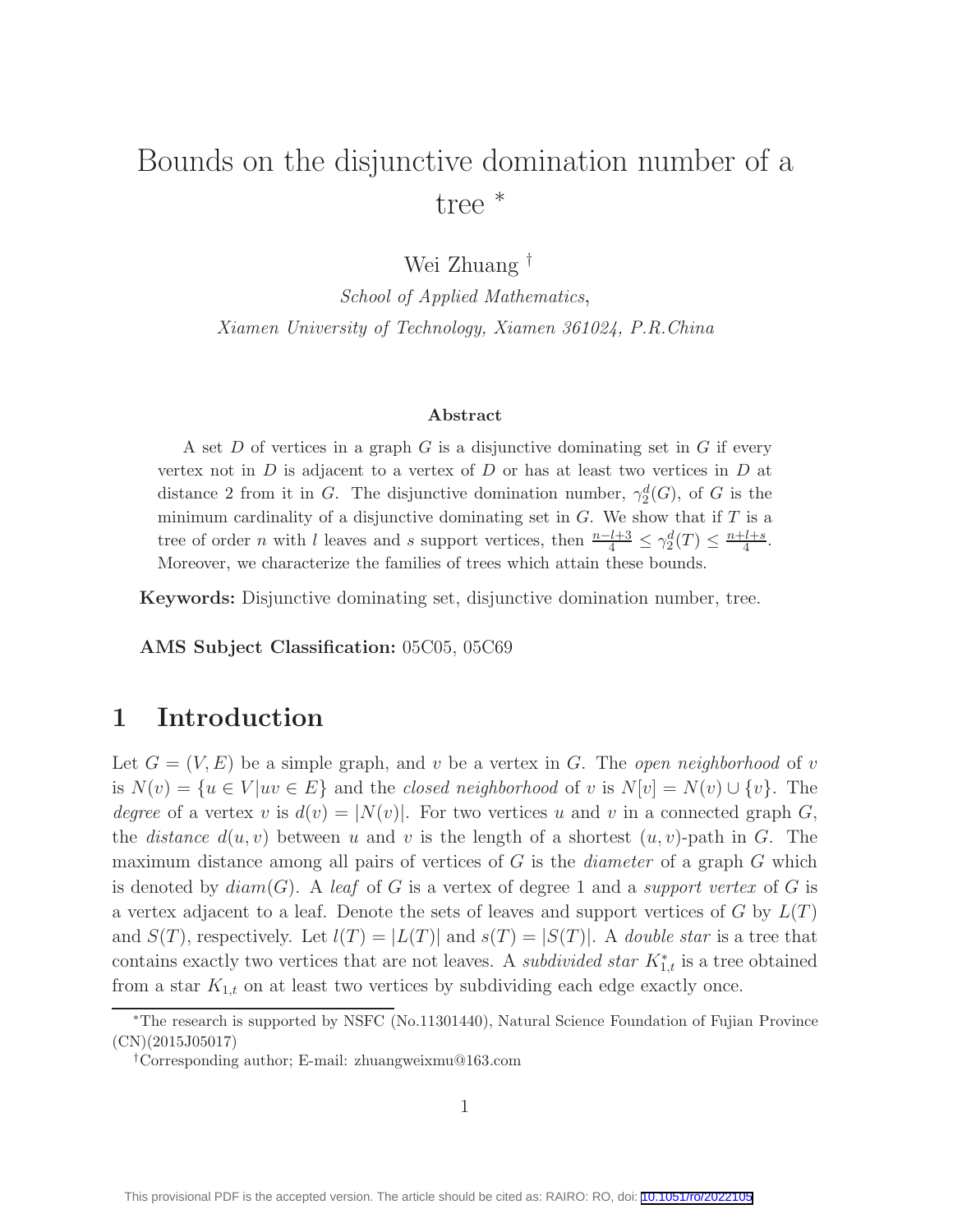# Bounds on the disjunctive domination number of a tree [*]

Wei Zhuang [†]

*School of Applied Mathematics,*
*Xiamen University of Technology, Xiamen 361024, P.R.China*

**Abstract**

A set $D$ of vertices in a graph $G$ is a disjunctive dominating set in $G$ if every vertex not in $D$ is adjacent to a vertex of $D$ or has at least two vertices in $D$ at distance 2 from it in $G$. The disjunctive domination number, $\gamma_2^d(G)$, of $G$ is the minimum cardinality of a disjunctive dominating set in $G$. We show that if $T$ is a tree of order $n$ with $l$ leaves and $s$ support vertices, then $\frac{n-l+3}{4} \leq \gamma_2^d(T) \leq \frac{n+l+s}{4}$. Moreover, we characterize the families of trees which attain these bounds.

**Keywords:** Disjunctive dominating set, disjunctive domination number, tree.

**AMS Subject Classification:** 05C05, 05C69

## 1 Introduction

Let $G = (V, E)$ be a simple graph, and $v$ be a vertex in $G$. The *open neighborhood* of $v$ is $N(v) = \{u \in V | uv \in E\}$ and the *closed neighborhood* of $v$ is $N[v] = N(v) \cup \{v\}$. The *degree* of a vertex $v$ is $d(v) = |N(v)|$. For two vertices $u$ and $v$ in a connected graph $G$, the *distance* $d(u, v)$ between $u$ and $v$ is the length of a shortest $(u, v)$-path in $G$. The maximum distance among all pairs of vertices of $G$ is the *diameter* of a graph $G$ which is denoted by $diam(G)$. A *leaf* of $G$ is a vertex of degree 1 and a *support vertex* of $G$ is a vertex adjacent to a leaf. Denote the sets of leaves and support vertices of $G$ by $L(T)$ and $S(T)$, respectively. Let $l(T) = |L(T)|$ and $s(T) = |S(T)|$. A *double star* is a tree that contains exactly two vertices that are not leaves. A *subdivided star* $K_{1,t}^*$ is a tree obtained from a star $K_{1,t}$ on at least two vertices by subdividing each edge exactly once.

[*]The research is supported by NSFC (No.11301440), Natural Science Foundation of Fujian Province (CN)(2015J05017)

[†]Corresponding author; E-mail: zhuangweixmu@163.com

This provisional PDF is the accepted version. The article should be cited as: RAIRO: RO, doi: 10.1051/ro/2022105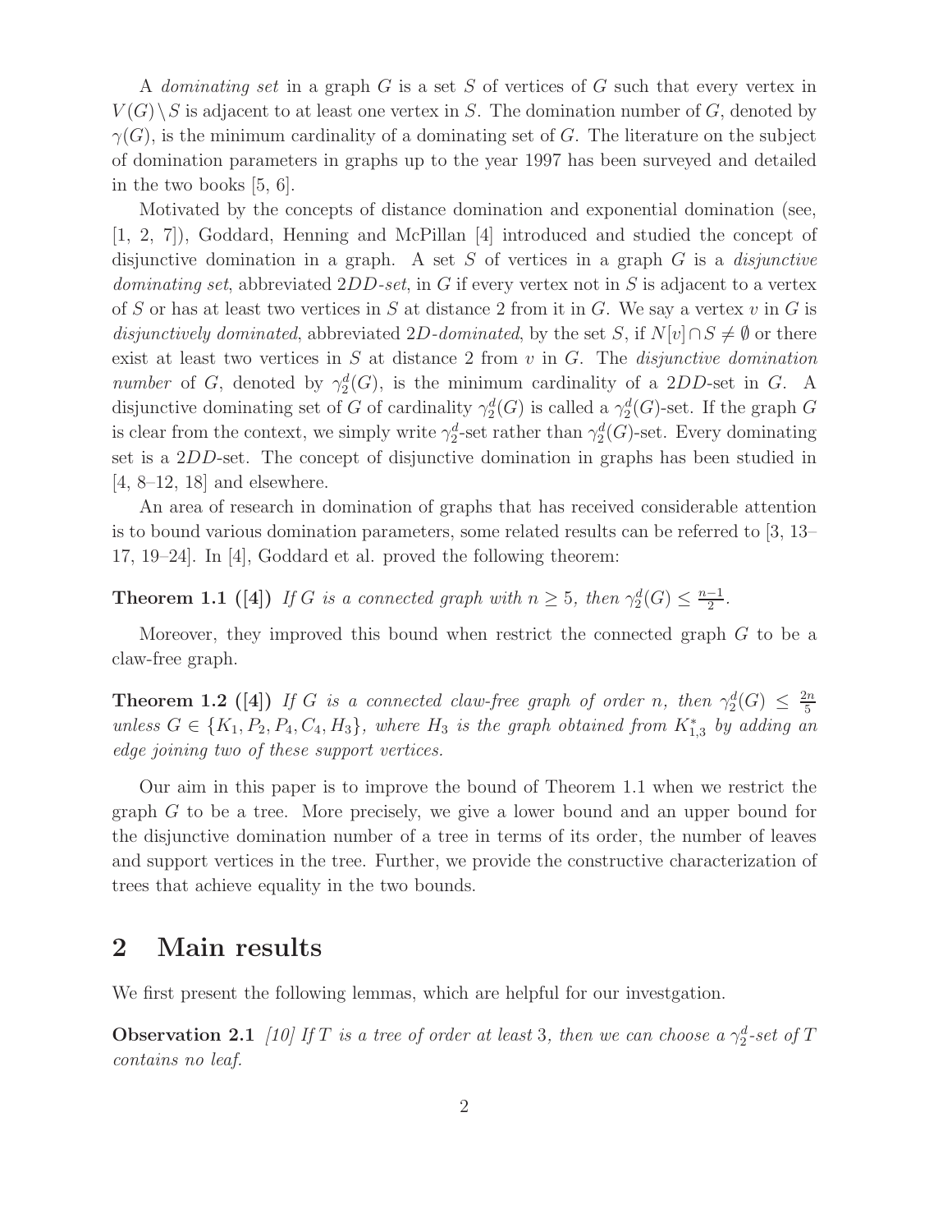A *dominating set* in a graph $G$ is a set $S$ of vertices of $G$ such that every vertex in $V(G) \setminus S$ is adjacent to at least one vertex in $S$. The domination number of $G$, denoted by $\gamma(G)$, is the minimum cardinality of a dominating set of $G$. The literature on the subject of domination parameters in graphs up to the year 1997 has been surveyed and detailed in the two books [5, 6].

Motivated by the concepts of distance domination and exponential domination (see, [1, 2, 7]), Goddard, Henning and McPillan [4] introduced and studied the concept of disjunctive domination in a graph. A set $S$ of vertices in a graph $G$ is a *disjunctive dominating set*, abbreviated $2DD$*-set*, in $G$ if every vertex not in $S$ is adjacent to a vertex of $S$ or has at least two vertices in $S$ at distance 2 from it in $G$. We say a vertex $v$ in $G$ is *disjunctively dominated*, abbreviated $2D$*-dominated*, by the set $S$, if $N[v] \cap S \neq \emptyset$ or there exist at least two vertices in $S$ at distance 2 from $v$ in $G$. The *disjunctive domination number* of $G$, denoted by $\gamma_2^d(G)$, is the minimum cardinality of a $2DD$-set in $G$. A disjunctive dominating set of $G$ of cardinality $\gamma_2^d(G)$ is called a $\gamma_2^d(G)$-set. If the graph $G$ is clear from the context, we simply write $\gamma_2^d$-set rather than $\gamma_2^d(G)$-set. Every dominating set is a $2DD$-set. The concept of disjunctive domination in graphs has been studied in [4, 8–12, 18] and elsewhere.

An area of research in domination of graphs that has received considerable attention is to bound various domination parameters, some related results can be referred to [3, 13–17, 19–24]. In [4], Goddard et al. proved the following theorem:

**Theorem 1.1 ([4])** *If $G$ is a connected graph with $n \geq 5$, then $\gamma_2^d(G) \leq \frac{n-1}{2}$.*

Moreover, they improved this bound when restrict the connected graph $G$ to be a claw-free graph.

**Theorem 1.2 ([4])** *If $G$ is a connected claw-free graph of order $n$, then $\gamma_2^d(G) \leq \frac{2n}{5}$ unless $G \in \{K_1, P_2, P_4, C_4, H_3\}$, where $H_3$ is the graph obtained from $K_{1,3}^*$ by adding an edge joining two of these support vertices.*

Our aim in this paper is to improve the bound of Theorem 1.1 when we restrict the graph $G$ to be a tree. More precisely, we give a lower bound and an upper bound for the disjunctive domination number of a tree in terms of its order, the number of leaves and support vertices in the tree. Further, we provide the constructive characterization of trees that achieve equality in the two bounds.

## 2 Main results

We first present the following lemmas, which are helpful for our investgation.

**Observation 2.1** *[10] If $T$ is a tree of order at least 3, then we can choose a $\gamma_2^d$-set of $T$ contains no leaf.*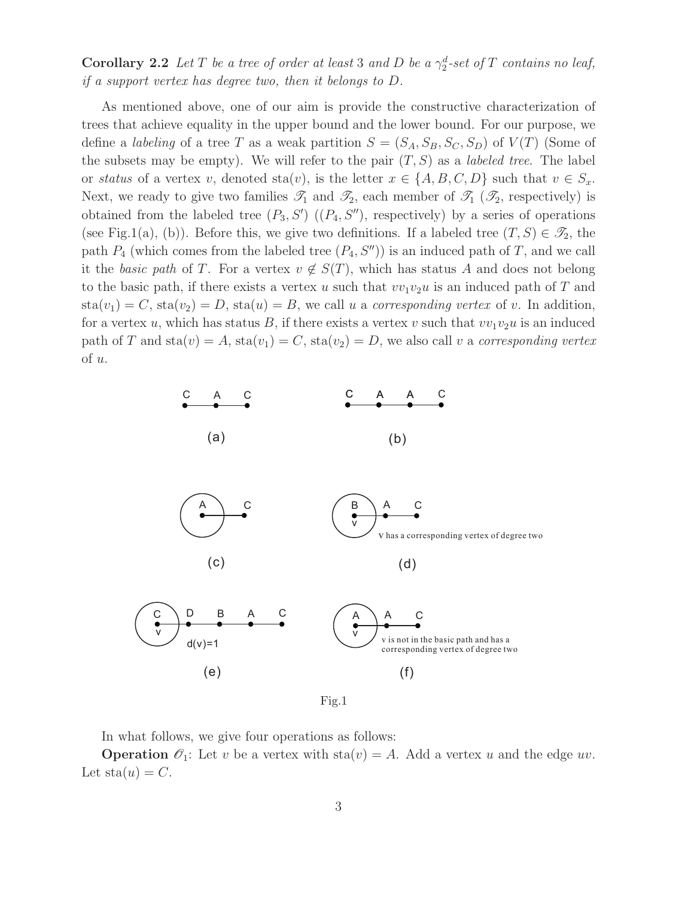**Corollary 2.2** *Let $T$ be a tree of order at least 3 and $D$ be a $\gamma_2^d$-set of $T$ contains no leaf, if a support vertex has degree two, then it belongs to $D$.*

As mentioned above, one of our aim is provide the constructive characterization of trees that achieve equality in the upper bound and the lower bound. For our purpose, we define a *labeling* of a tree $T$ as a weak partition $S = (S_A, S_B, S_C, S_D)$ of $V(T)$ (Some of the subsets may be empty). We will refer to the pair $(T, S)$ as a *labeled tree*. The label or *status* of a vertex $v$, denoted $\text{sta}(v)$, is the letter $x \in \{A, B, C, D\}$ such that $v \in S_x$. Next, we ready to give two families $\mathscr{T}_1$ and $\mathscr{T}_2$, each member of $\mathscr{T}_1$ ($\mathscr{T}_2$, respectively) is obtained from the labeled tree $(P_3, S')$ ($(P_4, S'')$, respectively) by a series of operations (see Fig.1(a), (b)). Before this, we give two definitions. If a labeled tree $(T, S) \in \mathscr{T}_2$, the path $P_4$ (which comes from the labeled tree $(P_4, S'')$) is an induced path of $T$, and we call it the *basic path* of $T$. For a vertex $v \notin S(T)$, which has status $A$ and does not belong to the basic path, if there exists a vertex $u$ such that $vv_1v_2u$ is an induced path of $T$ and $\text{sta}(v_1) = C$, $\text{sta}(v_2) = D$, $\text{sta}(u) = B$, we call $u$ a *corresponding vertex* of $v$. In addition, for a vertex $u$, which has status $B$, if there exists a vertex $v$ such that $vv_1v_2u$ is an induced path of $T$ and $\text{sta}(v) = A$, $\text{sta}(v_1) = C$, $\text{sta}(v_2) = D$, we also call $v$ a *corresponding vertex* of $u$.

Fig.1

In what follows, we give four operations as follows:

**Operation $\mathscr{O}_1$:** Let $v$ be a vertex with $\text{sta}(v) = A$. Add a vertex $u$ and the edge $uv$. Let $\text{sta}(u) = C$.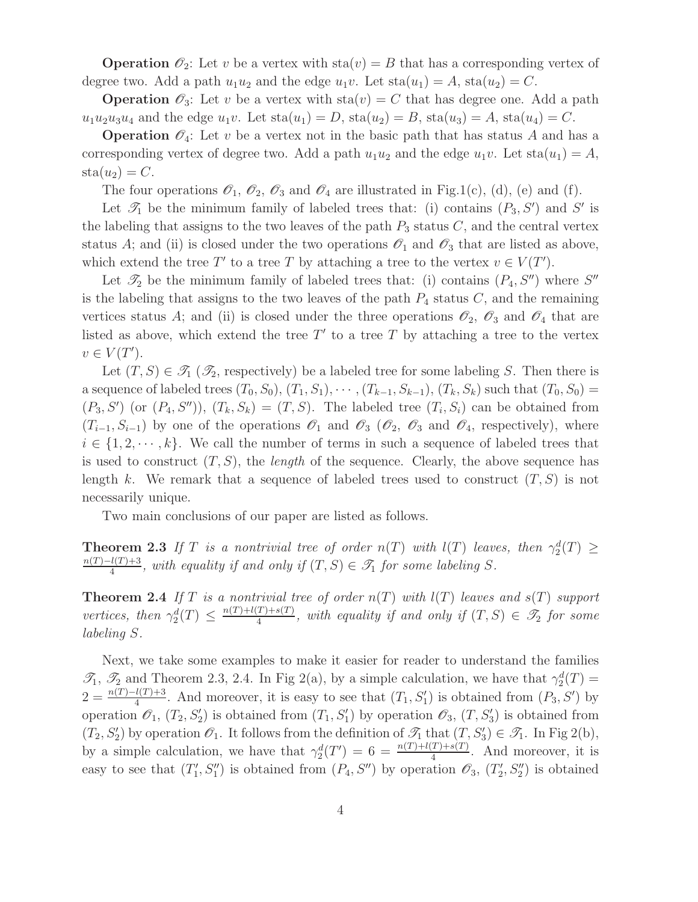**Operation $\mathscr{O}_2$**: Let $v$ be a vertex with $\text{sta}(v) = B$ that has a corresponding vertex of degree two. Add a path $u_1u_2$ and the edge $u_1v$. Let $\text{sta}(u_1) = A$, $\text{sta}(u_2) = C$.

**Operation $\mathscr{O}_3$**: Let $v$ be a vertex with $\text{sta}(v) = C$ that has degree one. Add a path $u_1u_2u_3u_4$ and the edge $u_1v$. Let $\text{sta}(u_1) = D$, $\text{sta}(u_2) = B$, $\text{sta}(u_3) = A$, $\text{sta}(u_4) = C$.

**Operation $\mathscr{O}_4$**: Let $v$ be a vertex not in the basic path that has status $A$ and has a corresponding vertex of degree two. Add a path $u_1u_2$ and the edge $u_1v$. Let $\text{sta}(u_1) = A$, $\text{sta}(u_2) = C$.

The four operations $\mathscr{O}_1$, $\mathscr{O}_2$, $\mathscr{O}_3$ and $\mathscr{O}_4$ are illustrated in Fig.1(c), (d), (e) and (f).

Let $\mathscr{T}_1$ be the minimum family of labeled trees that: (i) contains $(P_3, S')$ and $S'$ is the labeling that assigns to the two leaves of the path $P_3$ status $C$, and the central vertex status $A$; and (ii) is closed under the two operations $\mathscr{O}_1$ and $\mathscr{O}_3$ that are listed as above, which extend the tree $T'$ to a tree $T$ by attaching a tree to the vertex $v \in V(T')$.

Let $\mathscr{T}_2$ be the minimum family of labeled trees that: (i) contains $(P_4, S'')$ where $S''$ is the labeling that assigns to the two leaves of the path $P_4$ status $C$, and the remaining vertices status $A$; and (ii) is closed under the three operations $\mathscr{O}_2$, $\mathscr{O}_3$ and $\mathscr{O}_4$ that are listed as above, which extend the tree $T'$ to a tree $T$ by attaching a tree to the vertex $v \in V(T')$.

Let $(T, S) \in \mathscr{T}_1$ ($\mathscr{T}_2$, respectively) be a labeled tree for some labeling $S$. Then there is a sequence of labeled trees $(T_0, S_0), (T_1, S_1), \cdots, (T_{k-1}, S_{k-1}), (T_k, S_k)$ such that $(T_0, S_0) = (P_3, S')$ (or $(P_4, S'')$), $(T_k, S_k) = (T, S)$. The labeled tree $(T_i, S_i)$ can be obtained from $(T_{i-1}, S_{i-1})$ by one of the operations $\mathscr{O}_1$ and $\mathscr{O}_3$ ($\mathscr{O}_2$, $\mathscr{O}_3$ and $\mathscr{O}_4$, respectively), where $i \in \{1, 2, \cdots, k\}$. We call the number of terms in such a sequence of labeled trees that is used to construct $(T, S)$, the *length* of the sequence. Clearly, the above sequence has length $k$. We remark that a sequence of labeled trees used to construct $(T, S)$ is not necessarily unique.

Two main conclusions of our paper are listed as follows.

**Theorem 2.3** *If $T$ is a nontrivial tree of order $n(T)$ with $l(T)$ leaves, then $\gamma_2^d(T) \geq \frac{n(T)-l(T)+3}{4}$, with equality if and only if $(T, S) \in \mathscr{T}_1$ for some labeling $S$.*

**Theorem 2.4** *If $T$ is a nontrivial tree of order $n(T)$ with $l(T)$ leaves and $s(T)$ support vertices, then $\gamma_2^d(T) \leq \frac{n(T)+l(T)+s(T)}{4}$, with equality if and only if $(T, S) \in \mathscr{T}_2$ for some labeling $S$.*

Next, we take some examples to make it easier for reader to understand the families $\mathscr{T}_1$, $\mathscr{T}_2$ and Theorem 2.3, 2.4. In Fig 2(a), by a simple calculation, we have that $\gamma_2^d(T) = 2 = \frac{n(T)-l(T)+3}{4}$. And moreover, it is easy to see that $(T_1, S_1')$ is obtained from $(P_3, S')$ by operation $\mathscr{O}_1$, $(T_2, S_2')$ is obtained from $(T_1, S_1')$ by operation $\mathscr{O}_3$, $(T, S_3')$ is obtained from $(T_2, S_2')$ by operation $\mathscr{O}_1$. It follows from the definition of $\mathscr{T}_1$ that $(T, S_3') \in \mathscr{T}_1$. In Fig 2(b), by a simple calculation, we have that $\gamma_2^d(T') = 6 = \frac{n(T)+l(T)+s(T)}{4}$. And moreover, it is easy to see that $(T_1', S_1'')$ is obtained from $(P_4, S'')$ by operation $\mathscr{O}_3$, $(T_2', S_2'')$ is obtained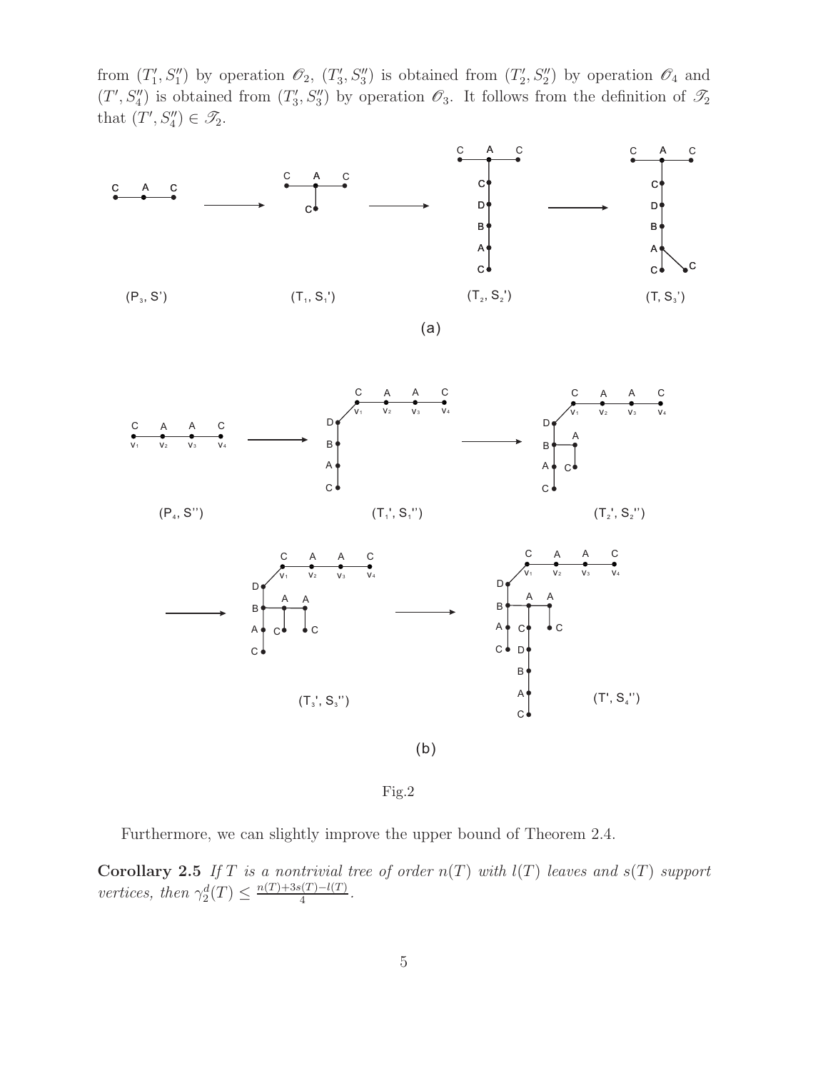from $(T_1', S_1'')$ by operation $\mathscr{O}_2$, $(T_3', S_3'')$ is obtained from $(T_2', S_2'')$ by operation $\mathscr{O}_4$ and $(T', S_4'')$ is obtained from $(T_3', S_3'')$ by operation $\mathscr{O}_3$. It follows from the definition of $\mathscr{T}_2$ that $(T', S_4'') \in \mathscr{T}_2$.

Fig.2

Furthermore, we can slightly improve the upper bound of Theorem 2.4.

**Corollary 2.5** *If $T$ is a nontrivial tree of order $n(T)$ with $l(T)$ leaves and $s(T)$ support vertices, then* $\gamma_2^d(T) \leq \frac{n(T)+3s(T)-l(T)}{4}$.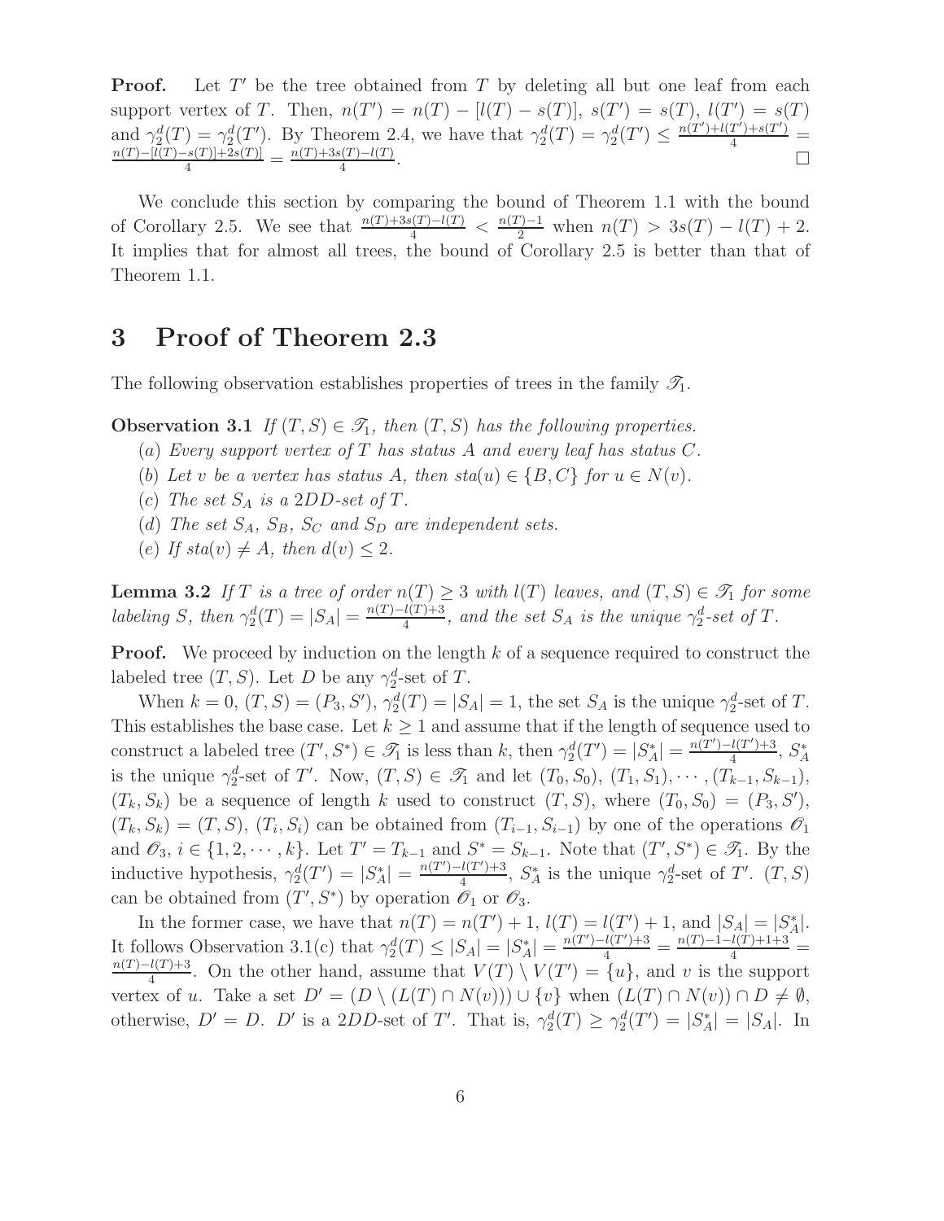**Proof.** Let $T'$ be the tree obtained from $T$ by deleting all but one leaf from each support vertex of $T$. Then, $n(T') = n(T) - [l(T) - s(T)]$, $s(T') = s(T)$, $l(T') = s(T)$ and $\gamma_2^d(T) = \gamma_2^d(T')$. By Theorem 2.4, we have that $\gamma_2^d(T) = \gamma_2^d(T') \leq \frac{n(T')+l(T')+s(T')}{4} = \frac{n(T)-[l(T)-s(T)]+2s(T)]}{4} = \frac{n(T)+3s(T)-l(T)}{4}$. $\square$

We conclude this section by comparing the bound of Theorem 1.1 with the bound of Corollary 2.5. We see that $\frac{n(T)+3s(T)-l(T)}{4} < \frac{n(T)-1}{2}$ when $n(T) > 3s(T) - l(T) + 2$. It implies that for almost all trees, the bound of Corollary 2.5 is better than that of Theorem 1.1.

# 3 Proof of Theorem 2.3

The following observation establishes properties of trees in the family $\mathscr{T}_1$.

**Observation 3.1** *If $(T, S) \in \mathscr{T}_1$, then $(T, S)$ has the following properties.*

(*a*) *Every support vertex of $T$ has status $A$ and every leaf has status $C$.*

(*b*) *Let $v$ be a vertex has status $A$, then $sta(u) \in \{B, C\}$ for $u \in N(v)$.*

(*c*) *The set $S_A$ is a 2DD-set of $T$.*

(*d*) *The set $S_A$, $S_B$, $S_C$ and $S_D$ are independent sets.*

(*e*) *If $sta(v) \neq A$, then $d(v) \leq 2$.*

**Lemma 3.2** *If $T$ is a tree of order $n(T) \geq 3$ with $l(T)$ leaves, and $(T, S) \in \mathscr{T}_1$ for some labeling $S$, then $\gamma_2^d(T) = |S_A| = \frac{n(T)-l(T)+3}{4}$, and the set $S_A$ is the unique $\gamma_2^d$-set of $T$.*

**Proof.** We proceed by induction on the length $k$ of a sequence required to construct the labeled tree $(T, S)$. Let $D$ be any $\gamma_2^d$-set of $T$.

When $k = 0$, $(T, S) = (P_3, S')$, $\gamma_2^d(T) = |S_A| = 1$, the set $S_A$ is the unique $\gamma_2^d$-set of $T$. This establishes the base case. Let $k \geq 1$ and assume that if the length of sequence used to construct a labeled tree $(T', S^*) \in \mathscr{T}_1$ is less than $k$, then $\gamma_2^d(T') = |S_A^*| = \frac{n(T')-l(T')+3}{4}$, $S_A^*$ is the unique $\gamma_2^d$-set of $T'$. Now, $(T, S) \in \mathscr{T}_1$ and let $(T_0, S_0)$, $(T_1, S_1), \cdots, (T_{k-1}, S_{k-1})$, $(T_k, S_k)$ be a sequence of length $k$ used to construct $(T, S)$, where $(T_0, S_0) = (P_3, S')$, $(T_k, S_k) = (T, S)$, $(T_i, S_i)$ can be obtained from $(T_{i-1}, S_{i-1})$ by one of the operations $\mathscr{O}_1$ and $\mathscr{O}_3$, $i \in \{1, 2, \cdots, k\}$. Let $T' = T_{k-1}$ and $S^* = S_{k-1}$. Note that $(T', S^*) \in \mathscr{T}_1$. By the inductive hypothesis, $\gamma_2^d(T') = |S_A^*| = \frac{n(T')-l(T')+3}{4}$, $S_A^*$ is the unique $\gamma_2^d$-set of $T'$. $(T, S)$ can be obtained from $(T', S^*)$ by operation $\mathscr{O}_1$ or $\mathscr{O}_3$.

In the former case, we have that $n(T) = n(T') + 1$, $l(T) = l(T') + 1$, and $|S_A| = |S_A^*|$. It follows Observation 3.1(c) that $\gamma_2^d(T) \leq |S_A| = |S_A^*| = \frac{n(T')-l(T')+3}{4} = \frac{n(T)-1-l(T)+1+3}{4} = \frac{n(T)-l(T)+3}{4}$. On the other hand, assume that $V(T) \setminus V(T') = \{u\}$, and $v$ is the support vertex of $u$. Take a set $D' = (D \setminus (L(T) \cap N(v))) \cup \{v\}$ when $(L(T) \cap N(v)) \cap D \neq \emptyset$, otherwise, $D' = D$. $D'$ is a 2DD-set of $T'$. That is, $\gamma_2^d(T) \geq \gamma_2^d(T') = |S_A^*| = |S_A|$. In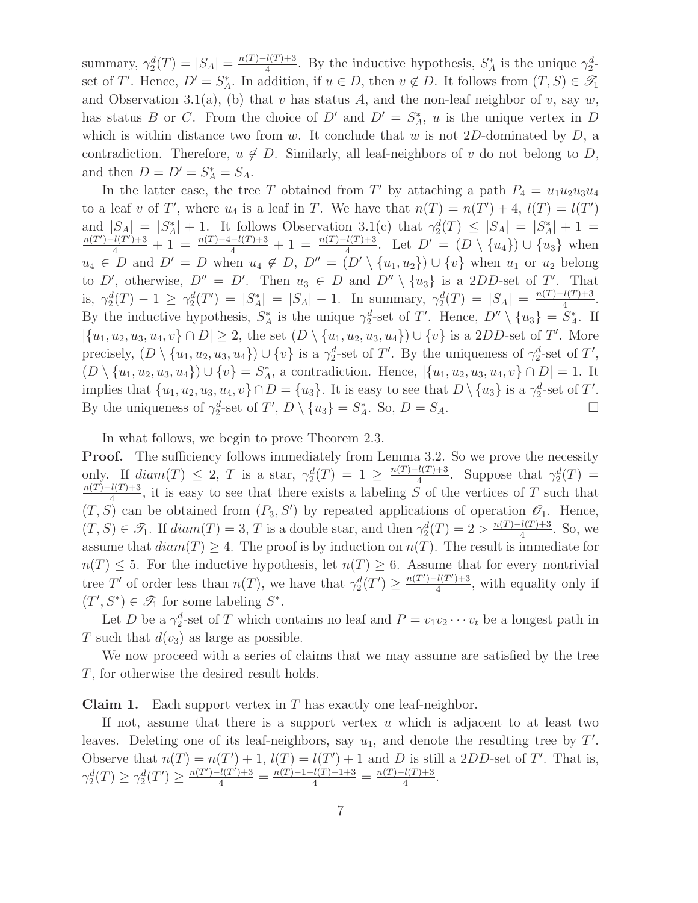summary, $\gamma_2^d(T) = |S_A| = \frac{n(T)-l(T)+3}{4}$. By the inductive hypothesis, $S_A^*$ is the unique $\gamma_2^d$-set of $T'$. Hence, $D' = S_A^*$. In addition, if $u \in D$, then $v \notin D$. It follows from $(T, S) \in \mathscr{T}_1$ and Observation 3.1(a), (b) that $v$ has status $A$, and the non-leaf neighbor of $v$, say $w$, has status $B$ or $C$. From the choice of $D'$ and $D' = S_A^*$, $u$ is the unique vertex in $D$ which is within distance two from $w$. It conclude that $w$ is not $2D$-dominated by $D$, a contradiction. Therefore, $u \notin D$. Similarly, all leaf-neighbors of $v$ do not belong to $D$, and then $D = D' = S_A^* = S_A$.

In the latter case, the tree $T$ obtained from $T'$ by attaching a path $P_4 = u_1u_2u_3u_4$ to a leaf $v$ of $T'$, where $u_4$ is a leaf in $T$. We have that $n(T) = n(T') + 4$, $l(T) = l(T')$ and $|S_A| = |S_A^*| + 1$. It follows Observation 3.1(c) that $\gamma_2^d(T) \leq |S_A| = |S_A^*| + 1 = \frac{n(T')-l(T')+3}{4} + 1 = \frac{n(T)-4-l(T)+3}{4} + 1 = \frac{n(T)-l(T)+3}{4}$. Let $D' = (D \setminus \{u_4\}) \cup \{u_3\}$ when $u_4 \in D$ and $D' = D$ when $u_4 \notin D$, $D'' = (D' \setminus \{u_1, u_2\}) \cup \{v\}$ when $u_1$ or $u_2$ belong to $D'$, otherwise, $D'' = D'$. Then $u_3 \in D$ and $D'' \setminus \{u_3\}$ is a $2DD$-set of $T'$. That is, $\gamma_2^d(T) - 1 \geq \gamma_2^d(T') = |S_A^*| = |S_A| - 1$. In summary, $\gamma_2^d(T) = |S_A| = \frac{n(T)-l(T)+3}{4}$. By the inductive hypothesis, $S_A^*$ is the unique $\gamma_2^d$-set of $T'$. Hence, $D'' \setminus \{u_3\} = S_A^*$. If $|\{u_1, u_2, u_3, u_4, v\} \cap D| \geq 2$, the set $(D \setminus \{u_1, u_2, u_3, u_4\}) \cup \{v\}$ is a $2DD$-set of $T'$. More precisely, $(D \setminus \{u_1, u_2, u_3, u_4\}) \cup \{v\}$ is a $\gamma_2^d$-set of $T'$. By the uniqueness of $\gamma_2^d$-set of $T'$, $(D \setminus \{u_1, u_2, u_3, u_4\}) \cup \{v\} = S_A^*$, a contradiction. Hence, $|\{u_1, u_2, u_3, u_4, v\} \cap D| = 1$. It implies that $\{u_1, u_2, u_3, u_4, v\} \cap D = \{u_3\}$. It is easy to see that $D \setminus \{u_3\}$ is a $\gamma_2^d$-set of $T'$. By the uniqueness of $\gamma_2^d$-set of $T'$, $D \setminus \{u_3\} = S_A^*$. So, $D = S_A$. □

In what follows, we begin to prove Theorem 2.3.

**Proof.** The sufficiency follows immediately from Lemma 3.2. So we prove the necessity only. If $diam(T) \leq 2$, $T$ is a star, $\gamma_2^d(T) = 1 \geq \frac{n(T)-l(T)+3}{4}$. Suppose that $\gamma_2^d(T) = \frac{n(T)-l(T)+3}{4}$, it is easy to see that there exists a labeling $S$ of the vertices of $T$ such that $(T, S)$ can be obtained from $(P_3, S')$ by repeated applications of operation $\mathscr{O}_1$. Hence, $(T, S) \in \mathscr{T}_1$. If $diam(T) = 3$, $T$ is a double star, and then $\gamma_2^d(T) = 2 > \frac{n(T)-l(T)+3}{4}$. So, we assume that $diam(T) \geq 4$. The proof is by induction on $n(T)$. The result is immediate for $n(T) \leq 5$. For the inductive hypothesis, let $n(T) \geq 6$. Assume that for every nontrivial tree $T'$ of order less than $n(T)$, we have that $\gamma_2^d(T') \geq \frac{n(T')-l(T')+3}{4}$, with equality only if $(T', S^*) \in \mathscr{T}_1$ for some labeling $S^*$.

Let $D$ be a $\gamma_2^d$-set of $T$ which contains no leaf and $P = v_1v_2\cdots v_t$ be a longest path in $T$ such that $d(v_3)$ as large as possible.

We now proceed with a series of claims that we may assume are satisfied by the tree $T$, for otherwise the desired result holds.

**Claim 1.** Each support vertex in $T$ has exactly one leaf-neighbor.

If not, assume that there is a support vertex $u$ which is adjacent to at least two leaves. Deleting one of its leaf-neighbors, say $u_1$, and denote the resulting tree by $T'$. Observe that $n(T) = n(T') + 1$, $l(T) = l(T') + 1$ and $D$ is still a $2DD$-set of $T'$. That is, $\gamma_2^d(T) \geq \gamma_2^d(T') \geq \frac{n(T')-l(T')+3}{4} = \frac{n(T)-1-l(T)+1+3}{4} = \frac{n(T)-l(T)+3}{4}$.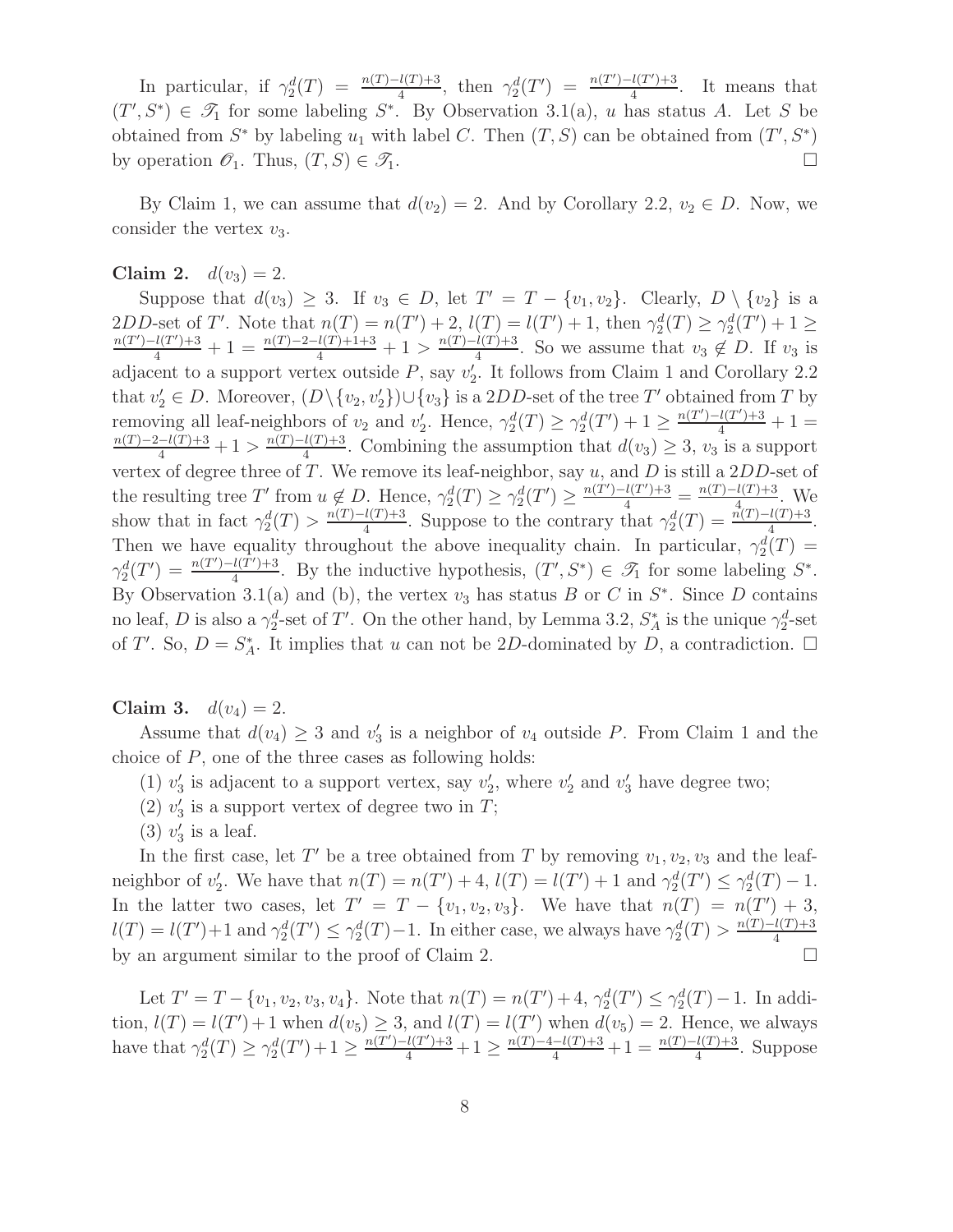In particular, if $\gamma_2^d(T) = \frac{n(T)-l(T)+3}{4}$, then $\gamma_2^d(T') = \frac{n(T')-l(T')+3}{4}$. It means that $(T', S^*) \in \mathscr{T}_1$ for some labeling $S^*$. By Observation 3.1(a), $u$ has status $A$. Let $S$ be obtained from $S^*$ by labeling $u_1$ with label $C$. Then $(T, S)$ can be obtained from $(T', S^*)$ by operation $\mathscr{O}_1$. Thus, $(T, S) \in \mathscr{T}_1$. □

By Claim 1, we can assume that $d(v_2) = 2$. And by Corollary 2.2, $v_2 \in D$. Now, we consider the vertex $v_3$.

**Claim 2.** $d(v_3) = 2$.

Suppose that $d(v_3) \geq 3$. If $v_3 \in D$, let $T' = T - \{v_1, v_2\}$. Clearly, $D \setminus \{v_2\}$ is a $2DD$-set of $T'$. Note that $n(T) = n(T') + 2$, $l(T) = l(T') + 1$, then $\gamma_2^d(T) \geq \gamma_2^d(T') + 1 \geq \frac{n(T')-l(T')+3}{4} + 1 = \frac{n(T)-2-l(T)+1+3}{4} + 1 > \frac{n(T)-l(T)+3}{4}$. So we assume that $v_3 \notin D$. If $v_3$ is adjacent to a support vertex outside $P$, say $v_2'$. It follows from Claim 1 and Corollary 2.2 that $v_2' \in D$. Moreover, $(D \setminus \{v_2, v_2'\}) \cup \{v_3\}$ is a $2DD$-set of the tree $T'$ obtained from $T$ by removing all leaf-neighbors of $v_2$ and $v_2'$. Hence, $\gamma_2^d(T) \geq \gamma_2^d(T') + 1 \geq \frac{n(T')-l(T')+3}{4} + 1 = \frac{n(T)-2-l(T)+3}{4} + 1 > \frac{n(T)-l(T)+3}{4}$. Combining the assumption that $d(v_3) \geq 3$, $v_3$ is a support vertex of degree three of $T$. We remove its leaf-neighbor, say $u$, and $D$ is still a $2DD$-set of the resulting tree $T'$ from $u \notin D$. Hence, $\gamma_2^d(T) \geq \gamma_2^d(T') \geq \frac{n(T')-l(T')+3}{4} = \frac{n(T)-l(T)+3}{4}$. We show that in fact $\gamma_2^d(T) > \frac{n(T)-l(T)+3}{4}$. Suppose to the contrary that $\gamma_2^d(T) = \frac{n(T)-l(T)+3}{4}$. Then we have equality throughout the above inequality chain. In particular, $\gamma_2^d(T) = \gamma_2^d(T') = \frac{n(T')-l(T')+3}{4}$. By the inductive hypothesis, $(T', S^*) \in \mathscr{T}_1$ for some labeling $S^*$. By Observation 3.1(a) and (b), the vertex $v_3$ has status $B$ or $C$ in $S^*$. Since $D$ contains no leaf, $D$ is also a $\gamma_2^d$-set of $T'$. On the other hand, by Lemma 3.2, $S_A^*$ is the unique $\gamma_2^d$-set of $T'$. So, $D = S_A^*$. It implies that $u$ can not be $2D$-dominated by $D$, a contradiction. □

**Claim 3.** $d(v_4) = 2$.

Assume that $d(v_4) \geq 3$ and $v_3'$ is a neighbor of $v_4$ outside $P$. From Claim 1 and the choice of $P$, one of the three cases as following holds:

(1) $v_3'$ is adjacent to a support vertex, say $v_2'$, where $v_2'$ and $v_3'$ have degree two;

(2) $v_3'$ is a support vertex of degree two in $T$;

(3) $v_3'$ is a leaf.

In the first case, let $T'$ be a tree obtained from $T$ by removing $v_1, v_2, v_3$ and the leaf-neighbor of $v_2'$. We have that $n(T) = n(T') + 4$, $l(T) = l(T') + 1$ and $\gamma_2^d(T') \leq \gamma_2^d(T) - 1$. In the latter two cases, let $T' = T - \{v_1, v_2, v_3\}$. We have that $n(T) = n(T') + 3$, $l(T) = l(T') + 1$ and $\gamma_2^d(T') \leq \gamma_2^d(T) - 1$. In either case, we always have $\gamma_2^d(T) > \frac{n(T)-l(T)+3}{4}$ by an argument similar to the proof of Claim 2. □

Let $T' = T - \{v_1, v_2, v_3, v_4\}$. Note that $n(T) = n(T') + 4$, $\gamma_2^d(T') \leq \gamma_2^d(T) - 1$. In addition, $l(T) = l(T') + 1$ when $d(v_5) \geq 3$, and $l(T) = l(T')$ when $d(v_5) = 2$. Hence, we always have that $\gamma_2^d(T) \geq \gamma_2^d(T') + 1 \geq \frac{n(T')-l(T')+3}{4} + 1 \geq \frac{n(T)-4-l(T)+3}{4} + 1 = \frac{n(T)-l(T)+3}{4}$. Suppose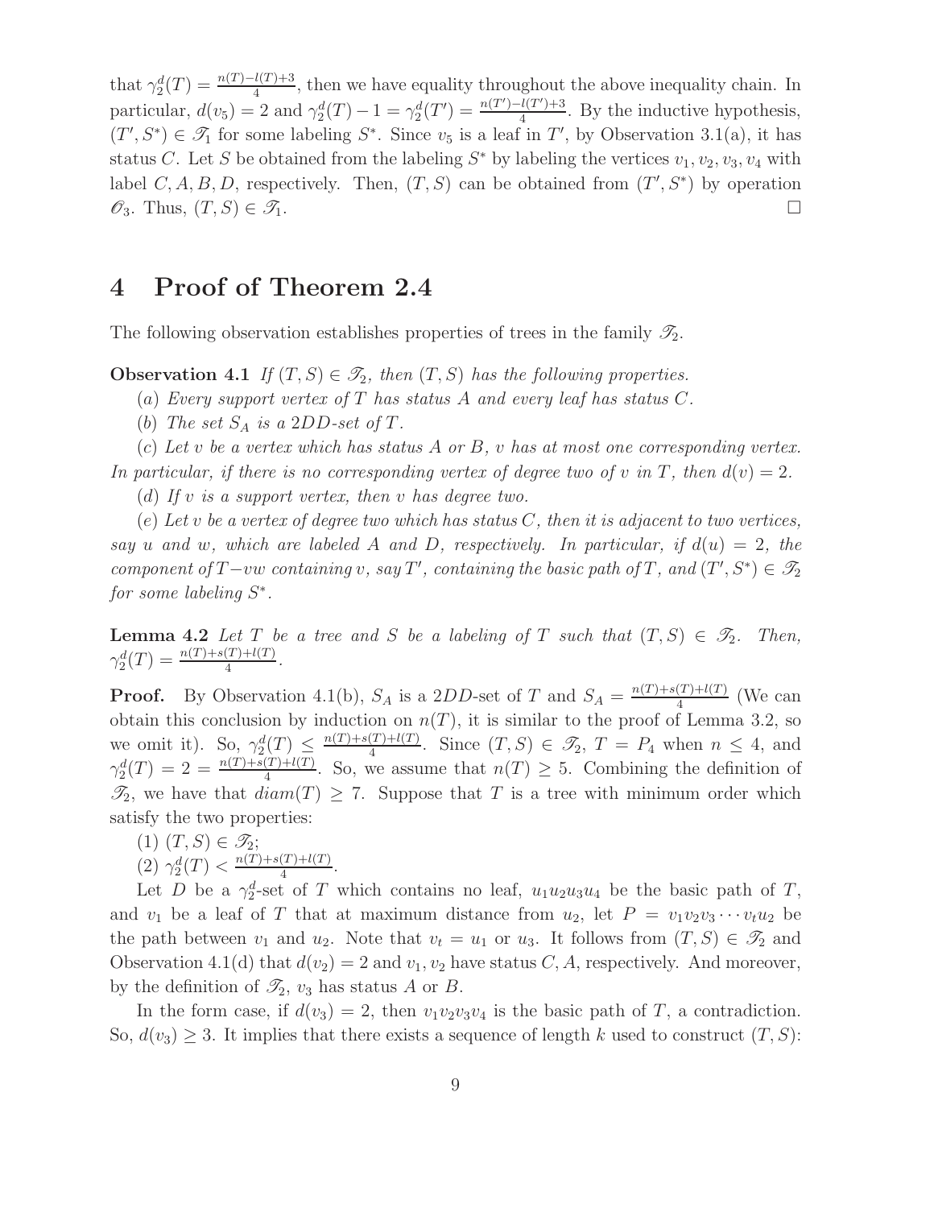that $\gamma_2^d(T) = \frac{n(T)-l(T)+3}{4}$, then we have equality throughout the above inequality chain. In particular, $d(v_5) = 2$ and $\gamma_2^d(T) - 1 = \gamma_2^d(T') = \frac{n(T')-l(T')+3}{4}$. By the inductive hypothesis, $(T', S^*) \in \mathscr{T}_1$ for some labeling $S^*$. Since $v_5$ is a leaf in $T'$, by Observation 3.1(a), it has status $C$. Let $S$ be obtained from the labeling $S^*$ by labeling the vertices $v_1, v_2, v_3, v_4$ with label $C, A, B, D$, respectively. Then, $(T, S)$ can be obtained from $(T', S^*)$ by operation $\mathscr{O}_3$. Thus, $(T, S) \in \mathscr{T}_1$. □

# 4 Proof of Theorem 2.4

The following observation establishes properties of trees in the family $\mathscr{T}_2$.

**Observation 4.1** *If $(T, S) \in \mathscr{T}_2$, then $(T, S)$ has the following properties.*

*(a) Every support vertex of $T$ has status $A$ and every leaf has status $C$.*

*(b) The set $S_A$ is a $2DD$-set of $T$.*

*(c) Let $v$ be a vertex which has status $A$ or $B$, $v$ has at most one corresponding vertex. In particular, if there is no corresponding vertex of degree two of $v$ in $T$, then $d(v) = 2$.*

*(d) If $v$ is a support vertex, then $v$ has degree two.*

*(e) Let $v$ be a vertex of degree two which has status $C$, then it is adjacent to two vertices, say $u$ and $w$, which are labeled $A$ and $D$, respectively. In particular, if $d(u) = 2$, the component of $T - vw$ containing $v$, say $T'$, containing the basic path of $T$, and $(T', S^*) \in \mathscr{T}_2$ for some labeling $S^*$.*

**Lemma 4.2** *Let $T$ be a tree and $S$ be a labeling of $T$ such that $(T, S) \in \mathscr{T}_2$. Then, $\gamma_2^d(T) = \frac{n(T)+s(T)+l(T)}{4}$.*

**Proof.** By Observation 4.1(b), $S_A$ is a $2DD$-set of $T$ and $S_A = \frac{n(T)+s(T)+l(T)}{4}$ (We can obtain this conclusion by induction on $n(T)$, it is similar to the proof of Lemma 3.2, so we omit it). So, $\gamma_2^d(T) \le \frac{n(T)+s(T)+l(T)}{4}$. Since $(T, S) \in \mathscr{T}_2$, $T = P_4$ when $n \le 4$, and $\gamma_2^d(T) = 2 = \frac{n(T)+s(T)+l(T)}{4}$. So, we assume that $n(T) \ge 5$. Combining the definition of $\mathscr{T}_2$, we have that $diam(T) \ge 7$. Suppose that $T$ is a tree with minimum order which satisfy the two properties:

(1) $(T, S) \in \mathscr{T}_2$;

(2) $\gamma_2^d(T) < \frac{n(T)+s(T)+l(T)}{4}$.

Let $D$ be a $\gamma_2^d$-set of $T$ which contains no leaf, $u_1u_2u_3u_4$ be the basic path of $T$, and $v_1$ be a leaf of $T$ that at maximum distance from $u_2$, let $P = v_1v_2v_3\cdots v_tu_2$ be the path between $v_1$ and $u_2$. Note that $v_t = u_1$ or $u_3$. It follows from $(T, S) \in \mathscr{T}_2$ and Observation 4.1(d) that $d(v_2) = 2$ and $v_1, v_2$ have status $C, A$, respectively. And moreover, by the definition of $\mathscr{T}_2$, $v_3$ has status $A$ or $B$.

In the form case, if $d(v_3) = 2$, then $v_1v_2v_3v_4$ is the basic path of $T$, a contradiction. So, $d(v_3) \ge 3$. It implies that there exists a sequence of length $k$ used to construct $(T, S)$: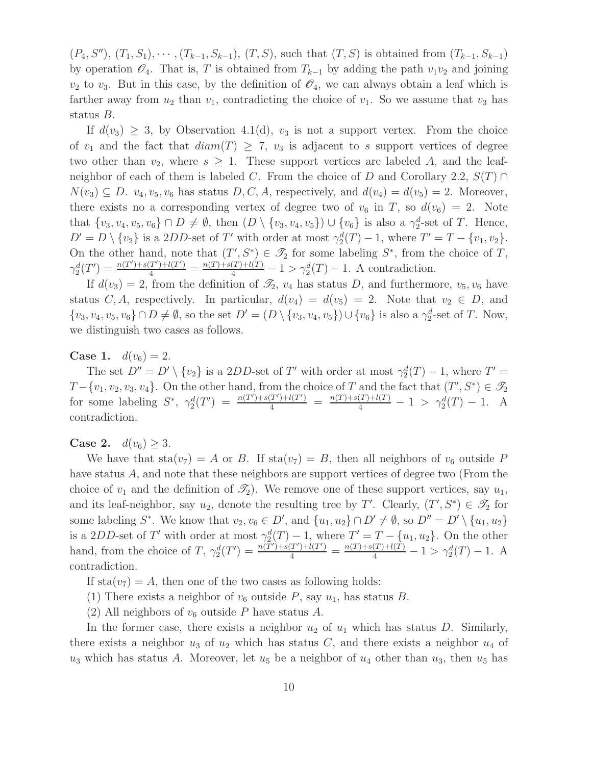$(P_4, S'')$, $(T_1, S_1), \cdots, (T_{k-1}, S_{k-1})$, $(T, S)$, such that $(T, S)$ is obtained from $(T_{k-1}, S_{k-1})$ by operation $\mathscr{O}_4$. That is, $T$ is obtained from $T_{k-1}$ by adding the path $v_1v_2$ and joining $v_2$ to $v_3$. But in this case, by the definition of $\mathscr{O}_4$, we can always obtain a leaf which is farther away from $u_2$ than $v_1$, contradicting the choice of $v_1$. So we assume that $v_3$ has status $B$.

If $d(v_3) \geq 3$, by Observation 4.1(d), $v_3$ is not a support vertex. From the choice of $v_1$ and the fact that $diam(T) \geq 7$, $v_3$ is adjacent to $s$ support vertices of degree two other than $v_2$, where $s \geq 1$. These support vertices are labeled $A$, and the leaf-neighbor of each of them is labeled $C$. From the choice of $D$ and Corollary 2.2, $S(T) \cap N(v_3) \subseteq D$. $v_4, v_5, v_6$ has status $D, C, A$, respectively, and $d(v_4) = d(v_5) = 2$. Moreover, there exists no a corresponding vertex of degree two of $v_6$ in $T$, so $d(v_6) = 2$. Note that $\{v_3, v_4, v_5, v_6\} \cap D \neq \emptyset$, then $(D \setminus \{v_3, v_4, v_5\}) \cup \{v_6\}$ is also a $\gamma_2^d$-set of $T$. Hence, $D' = D \setminus \{v_2\}$ is a $2DD$-set of $T'$ with order at most $\gamma_2^d(T) - 1$, where $T' = T - \{v_1, v_2\}$. On the other hand, note that $(T', S^*) \in \mathscr{T}_2$ for some labeling $S^*$, from the choice of $T$, $\gamma_2^d(T') = \frac{n(T')+s(T')+l(T')}{4} = \frac{n(T)+s(T)+l(T)}{4} - 1 > \gamma_2^d(T) - 1$. A contradiction.

If $d(v_3) = 2$, from the definition of $\mathscr{T}_2$, $v_4$ has status $D$, and furthermore, $v_5, v_6$ have status $C, A$, respectively. In particular, $d(v_4) = d(v_5) = 2$. Note that $v_2 \in D$, and $\{v_3, v_4, v_5, v_6\} \cap D \neq \emptyset$, so the set $D' = (D \setminus \{v_3, v_4, v_5\}) \cup \{v_6\}$ is also a $\gamma_2^d$-set of $T$. Now, we distinguish two cases as follows.

**Case 1.** $d(v_6) = 2$.

The set $D'' = D' \setminus \{v_2\}$ is a $2DD$-set of $T'$ with order at most $\gamma_2^d(T) - 1$, where $T' = T - \{v_1, v_2, v_3, v_4\}$. On the other hand, from the choice of $T$ and the fact that $(T', S^*) \in \mathscr{T}_2$ for some labeling $S^*$, $\gamma_2^d(T') = \frac{n(T')+s(T')+l(T')}{4} = \frac{n(T)+s(T)+l(T)}{4} - 1 > \gamma_2^d(T) - 1$. A contradiction.

**Case 2.** $d(v_6) \geq 3$.

We have that $\text{sta}(v_7) = A$ or $B$. If $\text{sta}(v_7) = B$, then all neighbors of $v_6$ outside $P$ have status $A$, and note that these neighbors are support vertices of degree two (From the choice of $v_1$ and the definition of $\mathscr{T}_2$). We remove one of these support vertices, say $u_1$, and its leaf-neighbor, say $u_2$, denote the resulting tree by $T'$. Clearly, $(T', S^*) \in \mathscr{T}_2$ for some labeling $S^*$. We know that $v_2, v_6 \in D'$, and $\{u_1, u_2\} \cap D' \neq \emptyset$, so $D'' = D' \setminus \{u_1, u_2\}$ is a $2DD$-set of $T'$ with order at most $\gamma_2^d(T) - 1$, where $T' = T - \{u_1, u_2\}$. On the other hand, from the choice of $T$, $\gamma_2^d(T') = \frac{n(T')+s(T')+l(T')}{4} = \frac{n(T)+s(T)+l(T)}{4} - 1 > \gamma_2^d(T) - 1$. A contradiction.

If $\text{sta}(v_7) = A$, then one of the two cases as following holds:

(1) There exists a neighbor of $v_6$ outside $P$, say $u_1$, has status $B$.

(2) All neighbors of $v_6$ outside $P$ have status $A$.

In the former case, there exists a neighbor $u_2$ of $u_1$ which has status $D$. Similarly, there exists a neighbor $u_3$ of $u_2$ which has status $C$, and there exists a neighbor $u_4$ of $u_3$ which has status $A$. Moreover, let $u_5$ be a neighbor of $u_4$ other than $u_3$, then $u_5$ has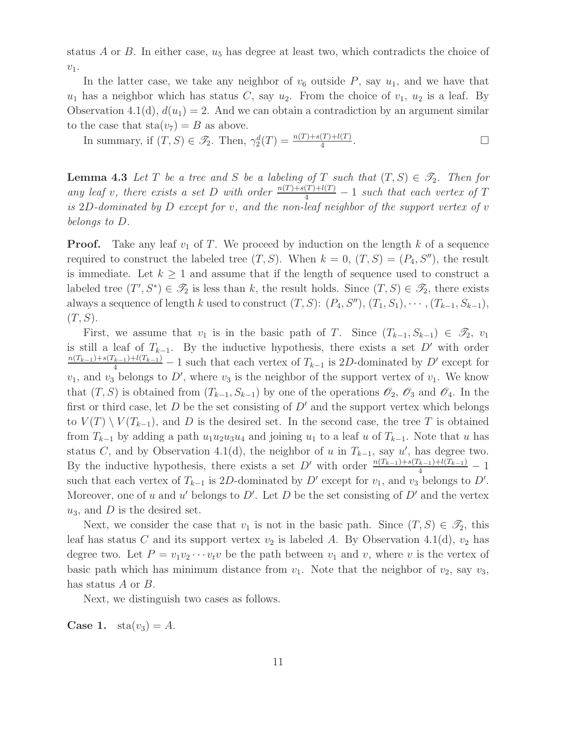status $A$ or $B$. In either case, $u_5$ has degree at least two, which contradicts the choice of $v_1$.

In the latter case, we take any neighbor of $v_6$ outside $P$, say $u_1$, and we have that $u_1$ has a neighbor which has status $C$, say $u_2$. From the choice of $v_1$, $u_2$ is a leaf. By Observation 4.1(d), $d(u_1) = 2$. And we can obtain a contradiction by an argument similar to the case that $\text{sta}(v_7) = B$ as above.

In summary, if $(T, S) \in \mathscr{T}_2$. Then, $\gamma_2^d(T) = \frac{n(T)+s(T)+l(T)}{4}$. $\square$

**Lemma 4.3** *Let $T$ be a tree and $S$ be a labeling of $T$ such that $(T, S) \in \mathscr{T}_2$. Then for any leaf $v$, there exists a set $D$ with order $\frac{n(T)+s(T)+l(T)}{4} - 1$ such that each vertex of $T$ is $2D$-dominated by $D$ except for $v$, and the non-leaf neighbor of the support vertex of $v$ belongs to $D$.*

**Proof.** Take any leaf $v_1$ of $T$. We proceed by induction on the length $k$ of a sequence required to construct the labeled tree $(T, S)$. When $k = 0$, $(T, S) = (P_4, S'')$, the result is immediate. Let $k \geq 1$ and assume that if the length of sequence used to construct a labeled tree $(T', S^*) \in \mathscr{T}_2$ is less than $k$, the result holds. Since $(T, S) \in \mathscr{T}_2$, there exists always a sequence of length $k$ used to construct $(T, S)$: $(P_4, S'')$, $(T_1, S_1), \cdots, (T_{k-1}, S_{k-1})$, $(T, S)$.

First, we assume that $v_1$ is in the basic path of $T$. Since $(T_{k-1}, S_{k-1}) \in \mathscr{T}_2$, $v_1$ is still a leaf of $T_{k-1}$. By the inductive hypothesis, there exists a set $D'$ with order $\frac{n(T_{k-1})+s(T_{k-1})+l(T_{k-1})}{4} - 1$ such that each vertex of $T_{k-1}$ is $2D$-dominated by $D'$ except for $v_1$, and $v_3$ belongs to $D'$, where $v_3$ is the neighbor of the support vertex of $v_1$. We know that $(T, S)$ is obtained from $(T_{k-1}, S_{k-1})$ by one of the operations $\mathscr{O}_2$, $\mathscr{O}_3$ and $\mathscr{O}_4$. In the first or third case, let $D$ be the set consisting of $D'$ and the support vertex which belongs to $V(T) \setminus V(T_{k-1})$, and $D$ is the desired set. In the second case, the tree $T$ is obtained from $T_{k-1}$ by adding a path $u_1u_2u_3u_4$ and joining $u_1$ to a leaf $u$ of $T_{k-1}$. Note that $u$ has status $C$, and by Observation 4.1(d), the neighbor of $u$ in $T_{k-1}$, say $u'$, has degree two. By the inductive hypothesis, there exists a set $D'$ with order $\frac{n(T_{k-1})+s(T_{k-1})+l(T_{k-1})}{4} - 1$ such that each vertex of $T_{k-1}$ is $2D$-dominated by $D'$ except for $v_1$, and $v_3$ belongs to $D'$. Moreover, one of $u$ and $u'$ belongs to $D'$. Let $D$ be the set consisting of $D'$ and the vertex $u_3$, and $D$ is the desired set.

Next, we consider the case that $v_1$ is not in the basic path. Since $(T, S) \in \mathscr{T}_2$, this leaf has status $C$ and its support vertex $v_2$ is labeled $A$. By Observation 4.1(d), $v_2$ has degree two. Let $P = v_1v_2 \cdots v_tv$ be the path between $v_1$ and $v$, where $v$ is the vertex of basic path which has minimum distance from $v_1$. Note that the neighbor of $v_2$, say $v_3$, has status $A$ or $B$.

Next, we distinguish two cases as follows.

**Case 1.** $\text{sta}(v_3) = A$.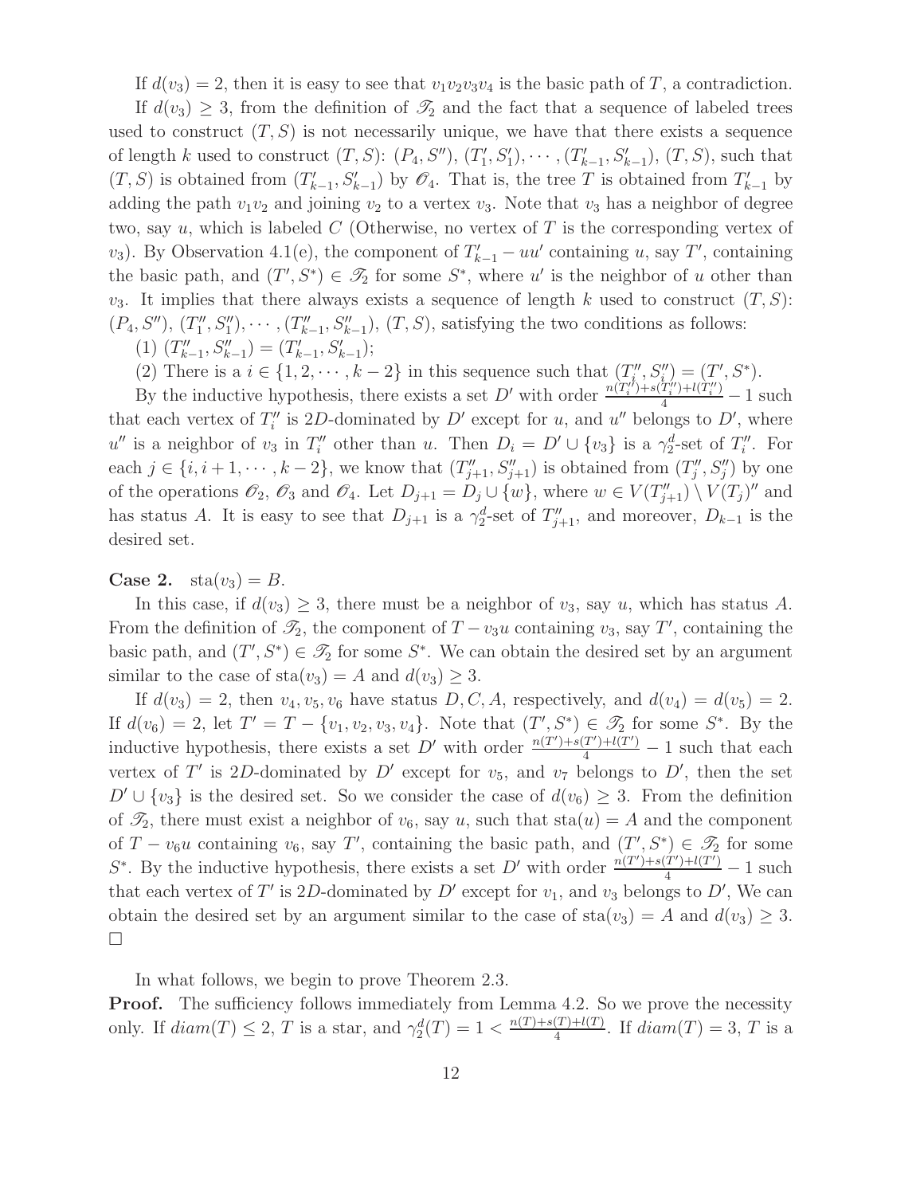If $d(v_3) = 2$, then it is easy to see that $v_1v_2v_3v_4$ is the basic path of $T$, a contradiction.

If $d(v_3) \geq 3$, from the definition of $\mathscr{T}_2$ and the fact that a sequence of labeled trees used to construct $(T, S)$ is not necessarily unique, we have that there exists a sequence of length $k$ used to construct $(T, S)$: $(P_4, S'')$, $(T'_1, S'_1), \cdots, (T'_{k-1}, S'_{k-1})$, $(T, S)$, such that $(T, S)$ is obtained from $(T'_{k-1}, S'_{k-1})$ by $\mathscr{O}_4$. That is, the tree $T$ is obtained from $T'_{k-1}$ by adding the path $v_1v_2$ and joining $v_2$ to a vertex $v_3$. Note that $v_3$ has a neighbor of degree two, say $u$, which is labeled $C$ (Otherwise, no vertex of $T$ is the corresponding vertex of $v_3$). By Observation 4.1(e), the component of $T'_{k-1} - uu'$ containing $u$, say $T'$, containing the basic path, and $(T', S^*) \in \mathscr{T}_2$ for some $S^*$, where $u'$ is the neighbor of $u$ other than $v_3$. It implies that there always exists a sequence of length $k$ used to construct $(T, S)$: $(P_4, S'')$, $(T''_1, S''_1), \cdots, (T''_{k-1}, S''_{k-1})$, $(T, S)$, satisfying the two conditions as follows:

(1) $(T''_{k-1}, S''_{k-1}) = (T'_{k-1}, S'_{k-1})$;

(2) There is a $i \in \{1, 2, \cdots, k-2\}$ in this sequence such that $(T''_i, S''_i) = (T', S^*)$.

By the inductive hypothesis, there exists a set $D'$ with order $\frac{n(T''_i)+s(T''_i)+l(T''_i)}{4} - 1$ such that each vertex of $T''_i$ is $2D$-dominated by $D'$ except for $u$, and $u''$ belongs to $D'$, where $u''$ is a neighbor of $v_3$ in $T''_i$ other than $u$. Then $D_i = D' \cup \{v_3\}$ is a $\gamma_2^d$-set of $T''_i$. For each $j \in \{i, i+1, \cdots, k-2\}$, we know that $(T''_{j+1}, S''_{j+1})$ is obtained from $(T''_j, S''_j)$ by one of the operations $\mathscr{O}_2$, $\mathscr{O}_3$ and $\mathscr{O}_4$. Let $D_{j+1} = D_j \cup \{w\}$, where $w \in V(T''_{j+1}) \setminus V(T_j)''$ and has status $A$. It is easy to see that $D_{j+1}$ is a $\gamma_2^d$-set of $T''_{j+1}$, and moreover, $D_{k-1}$ is the desired set.

**Case 2.** $\mathrm{sta}(v_3) = B$.

In this case, if $d(v_3) \geq 3$, there must be a neighbor of $v_3$, say $u$, which has status $A$. From the definition of $\mathscr{T}_2$, the component of $T - v_3u$ containing $v_3$, say $T'$, containing the basic path, and $(T', S^*) \in \mathscr{T}_2$ for some $S^*$. We can obtain the desired set by an argument similar to the case of $\mathrm{sta}(v_3) = A$ and $d(v_3) \geq 3$.

If $d(v_3) = 2$, then $v_4, v_5, v_6$ have status $D, C, A$, respectively, and $d(v_4) = d(v_5) = 2$. If $d(v_6) = 2$, let $T' = T - \{v_1, v_2, v_3, v_4\}$. Note that $(T', S^*) \in \mathscr{T}_2$ for some $S^*$. By the inductive hypothesis, there exists a set $D'$ with order $\frac{n(T')+s(T')+l(T')}{4} - 1$ such that each vertex of $T'$ is $2D$-dominated by $D'$ except for $v_5$, and $v_7$ belongs to $D'$, then the set $D' \cup \{v_3\}$ is the desired set. So we consider the case of $d(v_6) \geq 3$. From the definition of $\mathscr{T}_2$, there must exist a neighbor of $v_6$, say $u$, such that $\mathrm{sta}(u) = A$ and the component of $T - v_6u$ containing $v_6$, say $T'$, containing the basic path, and $(T', S^*) \in \mathscr{T}_2$ for some $S^*$. By the inductive hypothesis, there exists a set $D'$ with order $\frac{n(T')+s(T')+l(T')}{4} - 1$ such that each vertex of $T'$ is $2D$-dominated by $D'$ except for $v_1$, and $v_3$ belongs to $D'$, We can obtain the desired set by an argument similar to the case of $\mathrm{sta}(v_3) = A$ and $d(v_3) \geq 3$. $\square$

In what follows, we begin to prove Theorem 2.3.

**Proof.** The sufficiency follows immediately from Lemma 4.2. So we prove the necessity only. If $diam(T) \leq 2$, $T$ is a star, and $\gamma_2^d(T) = 1 < \frac{n(T)+s(T)+l(T)}{4}$. If $diam(T) = 3$, $T$ is a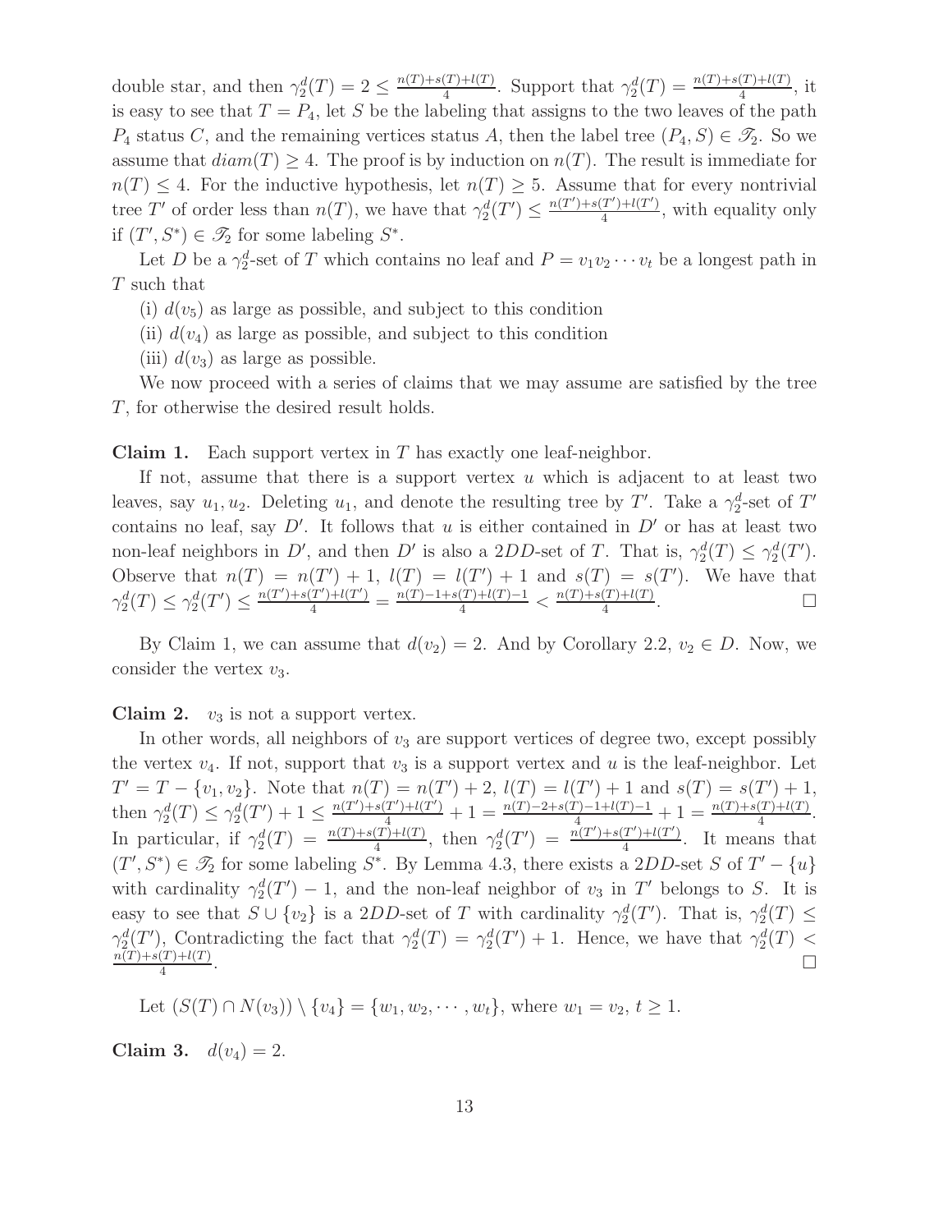double star, and then $\gamma_2^d(T) = 2 \leq \frac{n(T)+s(T)+l(T)}{4}$. Support that $\gamma_2^d(T) = \frac{n(T)+s(T)+l(T)}{4}$, it is easy to see that $T = P_4$, let $S$ be the labeling that assigns to the two leaves of the path $P_4$ status $C$, and the remaining vertices status $A$, then the label tree $(P_4, S) \in \mathscr{T}_2$. So we assume that $diam(T) \geq 4$. The proof is by induction on $n(T)$. The result is immediate for $n(T) \leq 4$. For the inductive hypothesis, let $n(T) \geq 5$. Assume that for every nontrivial tree $T'$ of order less than $n(T)$, we have that $\gamma_2^d(T') \leq \frac{n(T')+s(T')+l(T')}{4}$, with equality only if $(T', S^*) \in \mathscr{T}_2$ for some labeling $S^*$.

Let $D$ be a $\gamma_2^d$-set of $T$ which contains no leaf and $P = v_1v_2\cdots v_t$ be a longest path in $T$ such that

(i) $d(v_5)$ as large as possible, and subject to this condition

(ii) $d(v_4)$ as large as possible, and subject to this condition

(iii) $d(v_3)$ as large as possible.

We now proceed with a series of claims that we may assume are satisfied by the tree $T$, for otherwise the desired result holds.

**Claim 1.** Each support vertex in $T$ has exactly one leaf-neighbor.

If not, assume that there is a support vertex $u$ which is adjacent to at least two leaves, say $u_1, u_2$. Deleting $u_1$, and denote the resulting tree by $T'$. Take a $\gamma_2^d$-set of $T'$ contains no leaf, say $D'$. It follows that $u$ is either contained in $D'$ or has at least two non-leaf neighbors in $D'$, and then $D'$ is also a $2DD$-set of $T$. That is, $\gamma_2^d(T) \leq \gamma_2^d(T')$. Observe that $n(T) = n(T') + 1$, $l(T) = l(T') + 1$ and $s(T) = s(T')$. We have that $\gamma_2^d(T) \leq \gamma_2^d(T') \leq \frac{n(T')+s(T')+l(T')}{4} = \frac{n(T)-1+s(T)+l(T)-1}{4} < \frac{n(T)+s(T)+l(T)}{4}$. □

By Claim 1, we can assume that $d(v_2) = 2$. And by Corollary 2.2, $v_2 \in D$. Now, we consider the vertex $v_3$.

**Claim 2.** $v_3$ is not a support vertex.

In other words, all neighbors of $v_3$ are support vertices of degree two, except possibly the vertex $v_4$. If not, support that $v_3$ is a support vertex and $u$ is the leaf-neighbor. Let $T' = T - \{v_1, v_2\}$. Note that $n(T) = n(T') + 2$, $l(T) = l(T') + 1$ and $s(T) = s(T') + 1$, then $\gamma_2^d(T) \leq \gamma_2^d(T') + 1 \leq \frac{n(T')+s(T')+l(T')}{4} + 1 = \frac{n(T)-2+s(T)-1+l(T)-1}{4} + 1 = \frac{n(T)+s(T)+l(T)}{4}$. In particular, if $\gamma_2^d(T) = \frac{n(T)+s(T)+l(T)}{4}$, then $\gamma_2^d(T') = \frac{n(T')+s(T')+l(T')}{4}$. It means that $(T', S^*) \in \mathscr{T}_2$ for some labeling $S^*$. By Lemma 4.3, there exists a $2DD$-set $S$ of $T' - \{u\}$ with cardinality $\gamma_2^d(T') - 1$, and the non-leaf neighbor of $v_3$ in $T'$ belongs to $S$. It is easy to see that $S \cup \{v_2\}$ is a $2DD$-set of $T$ with cardinality $\gamma_2^d(T')$. That is, $\gamma_2^d(T) \leq \gamma_2^d(T')$, Contradicting the fact that $\gamma_2^d(T) = \gamma_2^d(T') + 1$. Hence, we have that $\gamma_2^d(T) < \frac{n(T)+s(T)+l(T)}{4}$. □

Let $(S(T) \cap N(v_3)) \setminus \{v_4\} = \{w_1, w_2, \cdots, w_t\}$, where $w_1 = v_2$, $t \geq 1$.

**Claim 3.** $d(v_4) = 2$.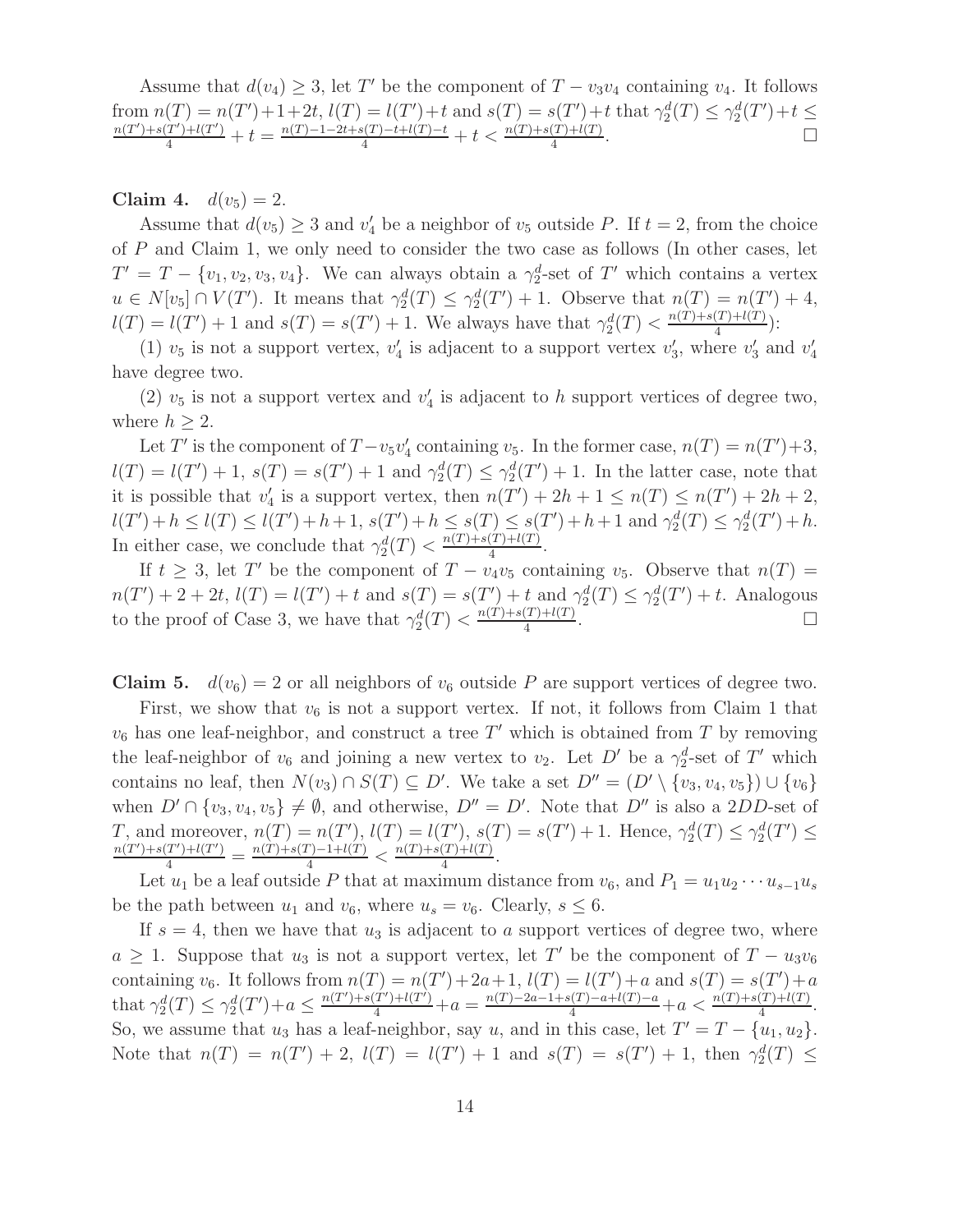Assume that $d(v_4) \geq 3$, let $T'$ be the component of $T - v_3v_4$ containing $v_4$. It follows from $n(T) = n(T')+1+2t$, $l(T) = l(T')+t$ and $s(T) = s(T')+t$ that $\gamma_2^d(T) \leq \gamma_2^d(T')+t \leq \frac{n(T')+s(T')+l(T')}{4} + t = \frac{n(T)-1-2t+s(T)-t+l(T)-t}{4} + t < \frac{n(T)+s(T)+l(T)}{4}$. □

**Claim 4.** $d(v_5) = 2$.

Assume that $d(v_5) \geq 3$ and $v_4'$ be a neighbor of $v_5$ outside $P$. If $t = 2$, from the choice of $P$ and Claim 1, we only need to consider the two case as follows (In other cases, let $T' = T - \{v_1, v_2, v_3, v_4\}$. We can always obtain a $\gamma_2^d$-set of $T'$ which contains a vertex $u \in N[v_5] \cap V(T')$. It means that $\gamma_2^d(T) \leq \gamma_2^d(T') + 1$. Observe that $n(T) = n(T') + 4$, $l(T) = l(T') + 1$ and $s(T) = s(T') + 1$. We always have that $\gamma_2^d(T) < \frac{n(T)+s(T)+l(T)}{4}$):

(1) $v_5$ is not a support vertex, $v_4'$ is adjacent to a support vertex $v_3'$, where $v_3'$ and $v_4'$ have degree two.

(2) $v_5$ is not a support vertex and $v_4'$ is adjacent to $h$ support vertices of degree two, where $h \geq 2$.

Let $T'$ is the component of $T - v_5v_4'$ containing $v_5$. In the former case, $n(T) = n(T')+3$, $l(T) = l(T') + 1$, $s(T) = s(T') + 1$ and $\gamma_2^d(T) \leq \gamma_2^d(T') + 1$. In the latter case, note that it is possible that $v_4'$ is a support vertex, then $n(T') + 2h + 1 \leq n(T) \leq n(T') + 2h + 2$, $l(T') + h \leq l(T) \leq l(T') + h + 1$, $s(T') + h \leq s(T) \leq s(T') + h + 1$ and $\gamma_2^d(T) \leq \gamma_2^d(T') + h$. In either case, we conclude that $\gamma_2^d(T) < \frac{n(T)+s(T)+l(T)}{4}$.

If $t \geq 3$, let $T'$ be the component of $T - v_4v_5$ containing $v_5$. Observe that $n(T) = n(T') + 2 + 2t$, $l(T) = l(T') + t$ and $s(T) = s(T') + t$ and $\gamma_2^d(T) \leq \gamma_2^d(T') + t$. Analogous to the proof of Case 3, we have that $\gamma_2^d(T) < \frac{n(T)+s(T)+l(T)}{4}$. □

**Claim 5.** $d(v_6) = 2$ or all neighbors of $v_6$ outside $P$ are support vertices of degree two.

First, we show that $v_6$ is not a support vertex. If not, it follows from Claim 1 that $v_6$ has one leaf-neighbor, and construct a tree $T'$ which is obtained from $T$ by removing the leaf-neighbor of $v_6$ and joining a new vertex to $v_2$. Let $D'$ be a $\gamma_2^d$-set of $T'$ which contains no leaf, then $N(v_3) \cap S(T) \subseteq D'$. We take a set $D'' = (D' \setminus \{v_3, v_4, v_5\}) \cup \{v_6\}$ when $D' \cap \{v_3, v_4, v_5\} \neq \emptyset$, and otherwise, $D'' = D'$. Note that $D''$ is also a $2DD$-set of $T$, and moreover, $n(T) = n(T')$, $l(T) = l(T')$, $s(T) = s(T') + 1$. Hence, $\gamma_2^d(T) \leq \gamma_2^d(T') \leq \frac{n(T')+s(T')+l(T')}{4} = \frac{n(T)+s(T)-1+l(T)}{4} < \frac{n(T)+s(T)+l(T)}{4}$.

Let $u_1$ be a leaf outside $P$ that at maximum distance from $v_6$, and $P_1 = u_1u_2 \cdots u_{s-1}u_s$ be the path between $u_1$ and $v_6$, where $u_s = v_6$. Clearly, $s \leq 6$.

If $s = 4$, then we have that $u_3$ is adjacent to $a$ support vertices of degree two, where $a \geq 1$. Suppose that $u_3$ is not a support vertex, let $T'$ be the component of $T - u_3v_6$ containing $v_6$. It follows from $n(T) = n(T')+2a+1$, $l(T) = l(T')+a$ and $s(T) = s(T')+a$ that $\gamma_2^d(T) \leq \gamma_2^d(T')+a \leq \frac{n(T')+s(T')+l(T')}{4}+a = \frac{n(T)-2a-1+s(T)-a+l(T)-a}{4}+a < \frac{n(T)+s(T)+l(T)}{4}$. So, we assume that $u_3$ has a leaf-neighbor, say $u$, and in this case, let $T' = T - \{u_1, u_2\}$. Note that $n(T) = n(T') + 2$, $l(T) = l(T') + 1$ and $s(T) = s(T') + 1$, then $\gamma_2^d(T) \leq$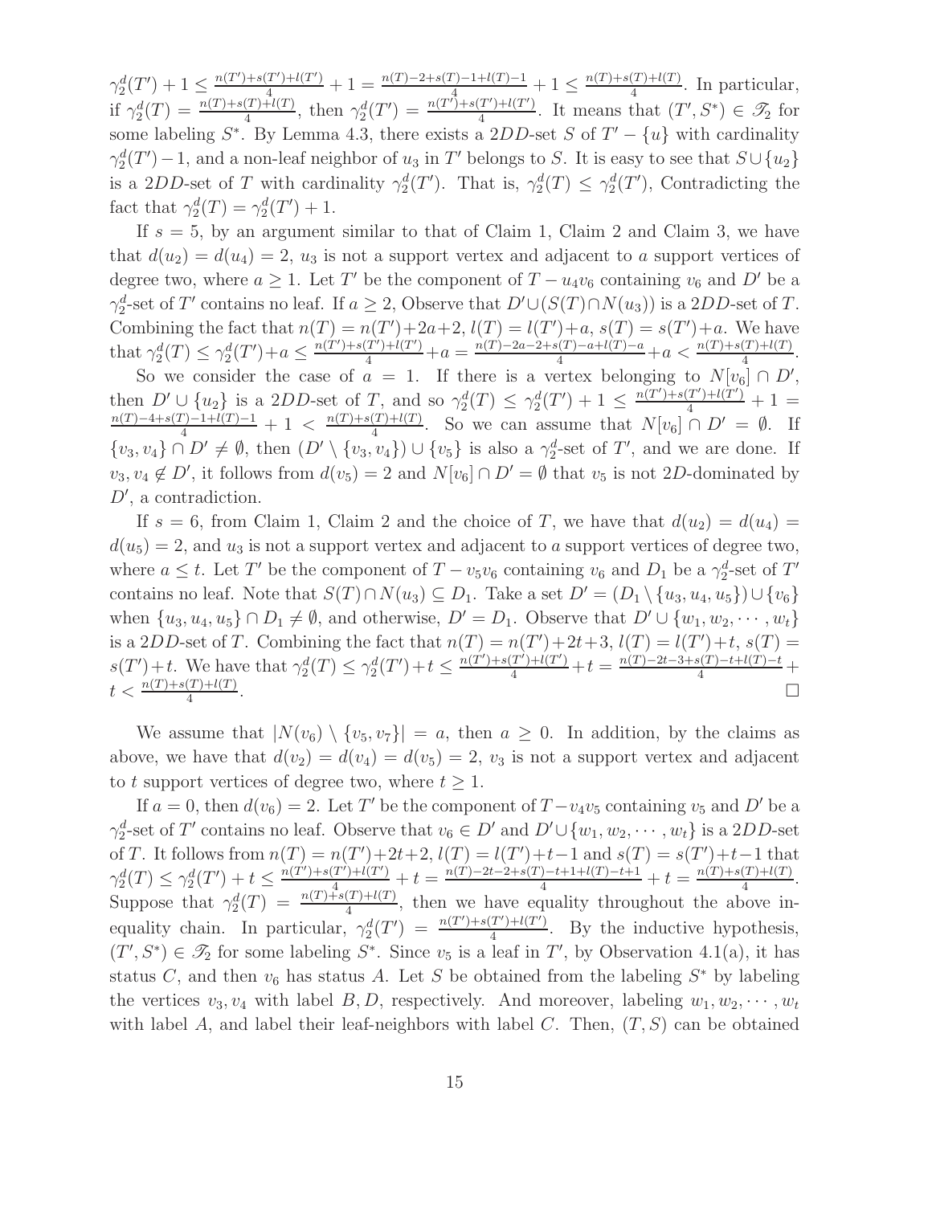$\gamma_2^d(T') + 1 \leq \frac{n(T')+s(T')+l(T')}{4} + 1 = \frac{n(T)-2+s(T)-1+l(T)-1}{4} + 1 \leq \frac{n(T)+s(T)+l(T)}{4}$. In particular, if $\gamma_2^d(T) = \frac{n(T)+s(T)+l(T)}{4}$, then $\gamma_2^d(T') = \frac{n(T')+s(T')+l(T')}{4}$. It means that $(T', S^*) \in \mathscr{T}_2$ for some labeling $S^*$. By Lemma 4.3, there exists a $2DD$-set $S$ of $T' - \{u\}$ with cardinality $\gamma_2^d(T') - 1$, and a non-leaf neighbor of $u_3$ in $T'$ belongs to $S$. It is easy to see that $S \cup \{u_2\}$ is a $2DD$-set of $T$ with cardinality $\gamma_2^d(T')$. That is, $\gamma_2^d(T) \leq \gamma_2^d(T')$, Contradicting the fact that $\gamma_2^d(T) = \gamma_2^d(T') + 1$.

If $s = 5$, by an argument similar to that of Claim 1, Claim 2 and Claim 3, we have that $d(u_2) = d(u_4) = 2$, $u_3$ is not a support vertex and adjacent to $a$ support vertices of degree two, where $a \geq 1$. Let $T'$ be the component of $T - u_4v_6$ containing $v_6$ and $D'$ be a $\gamma_2^d$-set of $T'$ contains no leaf. If $a \geq 2$, Observe that $D' \cup (S(T) \cap N(u_3))$ is a $2DD$-set of $T$. Combining the fact that $n(T) = n(T') + 2a + 2$, $l(T) = l(T') + a$, $s(T) = s(T') + a$. We have that $\gamma_2^d(T) \leq \gamma_2^d(T') + a \leq \frac{n(T')+s(T')+l(T')}{4} + a = \frac{n(T)-2a-2+s(T)-a+l(T)-a}{4} + a < \frac{n(T)+s(T)+l(T)}{4}$.

So we consider the case of $a = 1$. If there is a vertex belonging to $N[v_6] \cap D'$, then $D' \cup \{u_2\}$ is a $2DD$-set of $T$, and so $\gamma_2^d(T) \leq \gamma_2^d(T') + 1 \leq \frac{n(T')+s(T')+l(T')}{4} + 1 = \frac{n(T)-4+s(T)-1+l(T)-1}{4} + 1 < \frac{n(T)+s(T)+l(T)}{4}$. So we can assume that $N[v_6] \cap D' = \emptyset$. If $\{v_3, v_4\} \cap D' \neq \emptyset$, then $(D' \setminus \{v_3, v_4\}) \cup \{v_5\}$ is also a $\gamma_2^d$-set of $T'$, and we are done. If $v_3, v_4 \notin D'$, it follows from $d(v_5) = 2$ and $N[v_6] \cap D' = \emptyset$ that $v_5$ is not $2D$-dominated by $D'$, a contradiction.

If $s = 6$, from Claim 1, Claim 2 and the choice of $T$, we have that $d(u_2) = d(u_4) = d(u_5) = 2$, and $u_3$ is not a support vertex and adjacent to $a$ support vertices of degree two, where $a \leq t$. Let $T'$ be the component of $T - v_5v_6$ containing $v_6$ and $D_1$ be a $\gamma_2^d$-set of $T'$ contains no leaf. Note that $S(T) \cap N(u_3) \subseteq D_1$. Take a set $D' = (D_1 \setminus \{u_3, u_4, u_5\}) \cup \{v_6\}$ when $\{u_3, u_4, u_5\} \cap D_1 \neq \emptyset$, and otherwise, $D' = D_1$. Observe that $D' \cup \{w_1, w_2, \cdots, w_t\}$ is a $2DD$-set of $T$. Combining the fact that $n(T) = n(T') + 2t + 3$, $l(T) = l(T') + t$, $s(T) = s(T') + t$. We have that $\gamma_2^d(T) \leq \gamma_2^d(T') + t \leq \frac{n(T')+s(T')+l(T')}{4} + t = \frac{n(T)-2t-3+s(T)-t+l(T)-t}{4} + t < \frac{n(T)+s(T)+l(T)}{4}$. □

We assume that $|N(v_6) \setminus \{v_5, v_7\}| = a$, then $a \geq 0$. In addition, by the claims as above, we have that $d(v_2) = d(v_4) = d(v_5) = 2$, $v_3$ is not a support vertex and adjacent to $t$ support vertices of degree two, where $t \geq 1$.

If $a = 0$, then $d(v_6) = 2$. Let $T'$ be the component of $T - v_4v_5$ containing $v_5$ and $D'$ be a $\gamma_2^d$-set of $T'$ contains no leaf. Observe that $v_6 \in D'$ and $D' \cup \{w_1, w_2, \cdots, w_t\}$ is a $2DD$-set of $T$. It follows from $n(T) = n(T') + 2t + 2$, $l(T) = l(T') + t - 1$ and $s(T) = s(T') + t - 1$ that $\gamma_2^d(T) \leq \gamma_2^d(T') + t \leq \frac{n(T')+s(T')+l(T')}{4} + t = \frac{n(T)-2t-2+s(T)-t+1+l(T)-t+1}{4} + t = \frac{n(T)+s(T)+l(T)}{4}$. Suppose that $\gamma_2^d(T) = \frac{n(T)+s(T)+l(T)}{4}$, then we have equality throughout the above inequality chain. In particular, $\gamma_2^d(T') = \frac{n(T')+s(T')+l(T')}{4}$. By the inductive hypothesis, $(T', S^*) \in \mathscr{T}_2$ for some labeling $S^*$. Since $v_5$ is a leaf in $T'$, by Observation 4.1(a), it has status $C$, and then $v_6$ has status $A$. Let $S$ be obtained from the labeling $S^*$ by labeling the vertices $v_3, v_4$ with label $B, D$, respectively. And moreover, labeling $w_1, w_2, \cdots, w_t$ with label $A$, and label their leaf-neighbors with label $C$. Then, $(T, S)$ can be obtained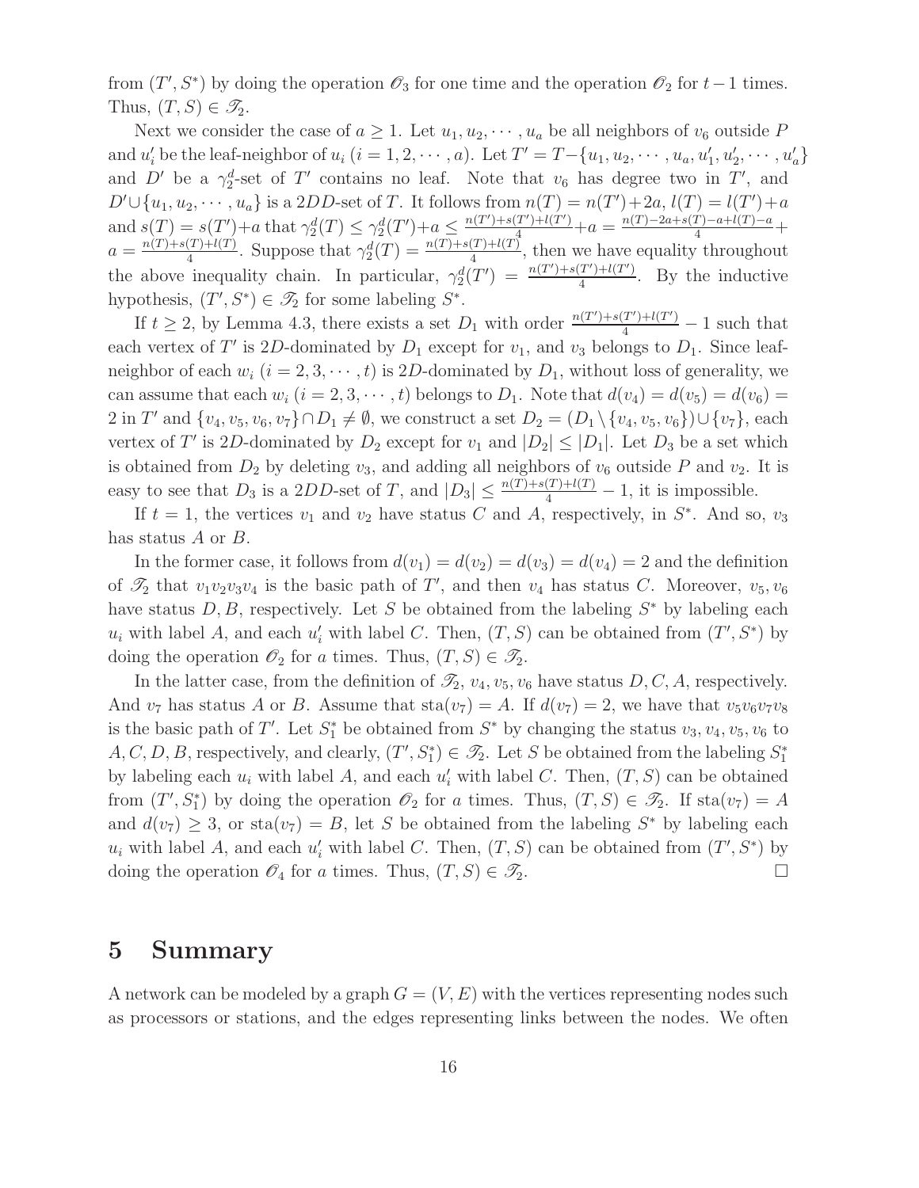from $(T', S^*)$ by doing the operation $\mathscr{O}_3$ for one time and the operation $\mathscr{O}_2$ for $t-1$ times. Thus, $(T, S) \in \mathscr{T}_2$.

Next we consider the case of $a \geq 1$. Let $u_1, u_2, \cdots, u_a$ be all neighbors of $v_6$ outside $P$ and $u_i'$ be the leaf-neighbor of $u_i$ $(i = 1, 2, \cdots, a)$. Let $T' = T - \{u_1, u_2, \cdots, u_a, u_1', u_2', \cdots, u_a'\}$ and $D'$ be a $\gamma_2^d$-set of $T'$ contains no leaf. Note that $v_6$ has degree two in $T'$, and $D' \cup \{u_1, u_2, \cdots, u_a\}$ is a $2DD$-set of $T$. It follows from $n(T) = n(T') + 2a$, $l(T) = l(T') + a$ and $s(T) = s(T') + a$ that $\gamma_2^d(T) \leq \gamma_2^d(T') + a \leq \frac{n(T')+s(T')+l(T')}{4} + a = \frac{n(T)-2a+s(T)-a+l(T)-a}{4} + a = \frac{n(T)+s(T)+l(T)}{4}$. Suppose that $\gamma_2^d(T) = \frac{n(T)+s(T)+l(T)}{4}$, then we have equality throughout the above inequality chain. In particular, $\gamma_2^d(T') = \frac{n(T')+s(T')+l(T')}{4}$. By the inductive hypothesis, $(T', S^*) \in \mathscr{T}_2$ for some labeling $S^*$.

If $t \geq 2$, by Lemma 4.3, there exists a set $D_1$ with order $\frac{n(T')+s(T')+l(T')}{4} - 1$ such that each vertex of $T'$ is $2D$-dominated by $D_1$ except for $v_1$, and $v_3$ belongs to $D_1$. Since leaf-neighbor of each $w_i$ $(i = 2, 3, \cdots, t)$ is $2D$-dominated by $D_1$, without loss of generality, we can assume that each $w_i$ $(i = 2, 3, \cdots, t)$ belongs to $D_1$. Note that $d(v_4) = d(v_5) = d(v_6) = 2$ in $T'$ and $\{v_4, v_5, v_6, v_7\} \cap D_1 \neq \emptyset$, we construct a set $D_2 = (D_1 \setminus \{v_4, v_5, v_6\}) \cup \{v_7\}$, each vertex of $T'$ is $2D$-dominated by $D_2$ except for $v_1$ and $|D_2| \leq |D_1|$. Let $D_3$ be a set which is obtained from $D_2$ by deleting $v_3$, and adding all neighbors of $v_6$ outside $P$ and $v_2$. It is easy to see that $D_3$ is a $2DD$-set of $T$, and $|D_3| \leq \frac{n(T)+s(T)+l(T)}{4} - 1$, it is impossible.

If $t = 1$, the vertices $v_1$ and $v_2$ have status $C$ and $A$, respectively, in $S^*$. And so, $v_3$ has status $A$ or $B$.

In the former case, it follows from $d(v_1) = d(v_2) = d(v_3) = d(v_4) = 2$ and the definition of $\mathscr{T}_2$ that $v_1v_2v_3v_4$ is the basic path of $T'$, and then $v_4$ has status $C$. Moreover, $v_5, v_6$ have status $D, B$, respectively. Let $S$ be obtained from the labeling $S^*$ by labeling each $u_i$ with label $A$, and each $u_i'$ with label $C$. Then, $(T, S)$ can be obtained from $(T', S^*)$ by doing the operation $\mathscr{O}_2$ for $a$ times. Thus, $(T, S) \in \mathscr{T}_2$.

In the latter case, from the definition of $\mathscr{T}_2$, $v_4, v_5, v_6$ have status $D, C, A$, respectively. And $v_7$ has status $A$ or $B$. Assume that $\text{sta}(v_7) = A$. If $d(v_7) = 2$, we have that $v_5v_6v_7v_8$ is the basic path of $T'$. Let $S_1^*$ be obtained from $S^*$ by changing the status $v_3, v_4, v_5, v_6$ to $A, C, D, B$, respectively, and clearly, $(T', S_1^*) \in \mathscr{T}_2$. Let $S$ be obtained from the labeling $S_1^*$ by labeling each $u_i$ with label $A$, and each $u_i'$ with label $C$. Then, $(T, S)$ can be obtained from $(T', S_1^*)$ by doing the operation $\mathscr{O}_2$ for $a$ times. Thus, $(T, S) \in \mathscr{T}_2$. If $\text{sta}(v_7) = A$ and $d(v_7) \geq 3$, or $\text{sta}(v_7) = B$, let $S$ be obtained from the labeling $S^*$ by labeling each $u_i$ with label $A$, and each $u_i'$ with label $C$. Then, $(T, S)$ can be obtained from $(T', S^*)$ by doing the operation $\mathscr{O}_4$ for $a$ times. Thus, $(T, S) \in \mathscr{T}_2$. □

# 5 Summary

A network can be modeled by a graph $G = (V, E)$ with the vertices representing nodes such as processors or stations, and the edges representing links between the nodes. We often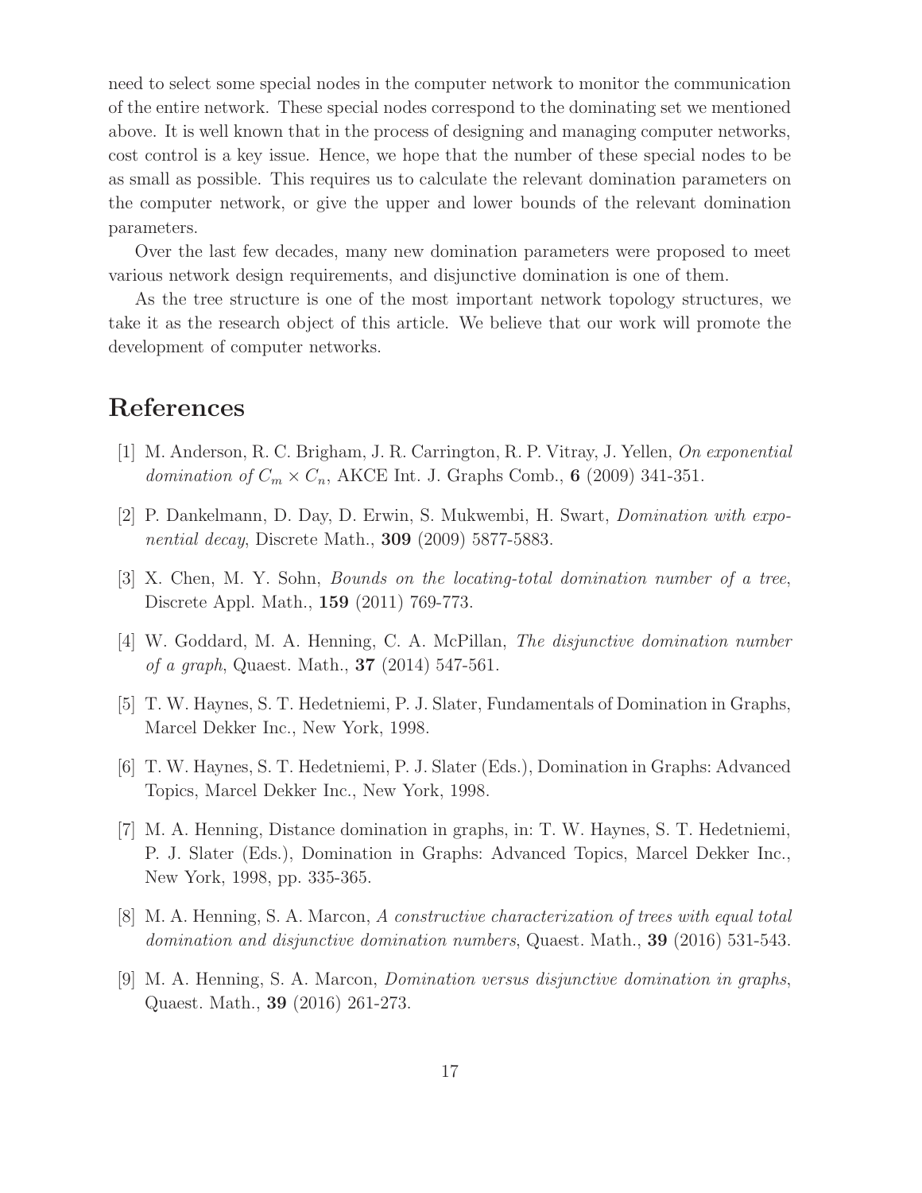need to select some special nodes in the computer network to monitor the communication of the entire network. These special nodes correspond to the dominating set we mentioned above. It is well known that in the process of designing and managing computer networks, cost control is a key issue. Hence, we hope that the number of these special nodes to be as small as possible. This requires us to calculate the relevant domination parameters on the computer network, or give the upper and lower bounds of the relevant domination parameters.

Over the last few decades, many new domination parameters were proposed to meet various network design requirements, and disjunctive domination is one of them.

As the tree structure is one of the most important network topology structures, we take it as the research object of this article. We believe that our work will promote the development of computer networks.

# References

[1] M. Anderson, R. C. Brigham, J. R. Carrington, R. P. Vitray, J. Yellen, *On exponential domination of $C_m \times C_n$*, AKCE Int. J. Graphs Comb., **6** (2009) 341-351.

[2] P. Dankelmann, D. Day, D. Erwin, S. Mukwembi, H. Swart, *Domination with exponential decay*, Discrete Math., **309** (2009) 5877-5883.

[3] X. Chen, M. Y. Sohn, *Bounds on the locating-total domination number of a tree*, Discrete Appl. Math., **159** (2011) 769-773.

[4] W. Goddard, M. A. Henning, C. A. McPillan, *The disjunctive domination number of a graph*, Quaest. Math., **37** (2014) 547-561.

[5] T. W. Haynes, S. T. Hedetniemi, P. J. Slater, Fundamentals of Domination in Graphs, Marcel Dekker Inc., New York, 1998.

[6] T. W. Haynes, S. T. Hedetniemi, P. J. Slater (Eds.), Domination in Graphs: Advanced Topics, Marcel Dekker Inc., New York, 1998.

[7] M. A. Henning, Distance domination in graphs, in: T. W. Haynes, S. T. Hedetniemi, P. J. Slater (Eds.), Domination in Graphs: Advanced Topics, Marcel Dekker Inc., New York, 1998, pp. 335-365.

[8] M. A. Henning, S. A. Marcon, *A constructive characterization of trees with equal total domination and disjunctive domination numbers*, Quaest. Math., **39** (2016) 531-543.

[9] M. A. Henning, S. A. Marcon, *Domination versus disjunctive domination in graphs*, Quaest. Math., **39** (2016) 261-273.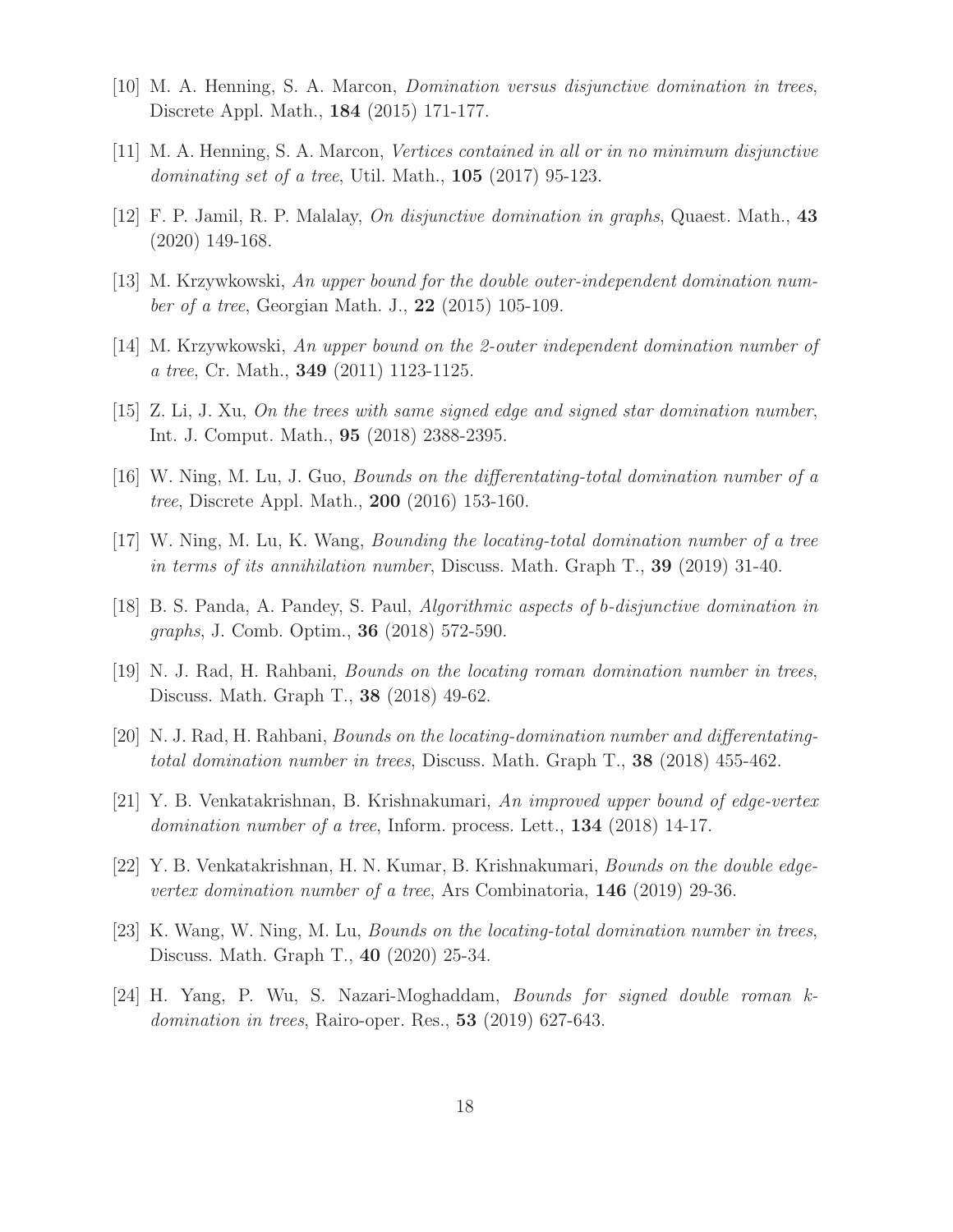[10] M. A. Henning, S. A. Marcon, *Domination versus disjunctive domination in trees*, Discrete Appl. Math., **184** (2015) 171-177.

[11] M. A. Henning, S. A. Marcon, *Vertices contained in all or in no minimum disjunctive dominating set of a tree*, Util. Math., **105** (2017) 95-123.

[12] F. P. Jamil, R. P. Malalay, *On disjunctive domination in graphs*, Quaest. Math., **43** (2020) 149-168.

[13] M. Krzywkowski, *An upper bound for the double outer-independent domination number of a tree*, Georgian Math. J., **22** (2015) 105-109.

[14] M. Krzywkowski, *An upper bound on the 2-outer independent domination number of a tree*, Cr. Math., **349** (2011) 1123-1125.

[15] Z. Li, J. Xu, *On the trees with same signed edge and signed star domination number*, Int. J. Comput. Math., **95** (2018) 2388-2395.

[16] W. Ning, M. Lu, J. Guo, *Bounds on the differentating-total domination number of a tree*, Discrete Appl. Math., **200** (2016) 153-160.

[17] W. Ning, M. Lu, K. Wang, *Bounding the locating-total domination number of a tree in terms of its annihilation number*, Discuss. Math. Graph T., **39** (2019) 31-40.

[18] B. S. Panda, A. Pandey, S. Paul, *Algorithmic aspects of b-disjunctive domination in graphs*, J. Comb. Optim., **36** (2018) 572-590.

[19] N. J. Rad, H. Rahbani, *Bounds on the locating roman domination number in trees*, Discuss. Math. Graph T., **38** (2018) 49-62.

[20] N. J. Rad, H. Rahbani, *Bounds on the locating-domination number and differentating-total domination number in trees*, Discuss. Math. Graph T., **38** (2018) 455-462.

[21] Y. B. Venkatakrishnan, B. Krishnakumari, *An improved upper bound of edge-vertex domination number of a tree*, Inform. process. Lett., **134** (2018) 14-17.

[22] Y. B. Venkatakrishnan, H. N. Kumar, B. Krishnakumari, *Bounds on the double edge-vertex domination number of a tree*, Ars Combinatoria, **146** (2019) 29-36.

[23] K. Wang, W. Ning, M. Lu, *Bounds on the locating-total domination number in trees*, Discuss. Math. Graph T., **40** (2020) 25-34.

[24] H. Yang, P. Wu, S. Nazari-Moghaddam, *Bounds for signed double roman k-domination in trees*, Rairo-oper. Res., **53** (2019) 627-643.